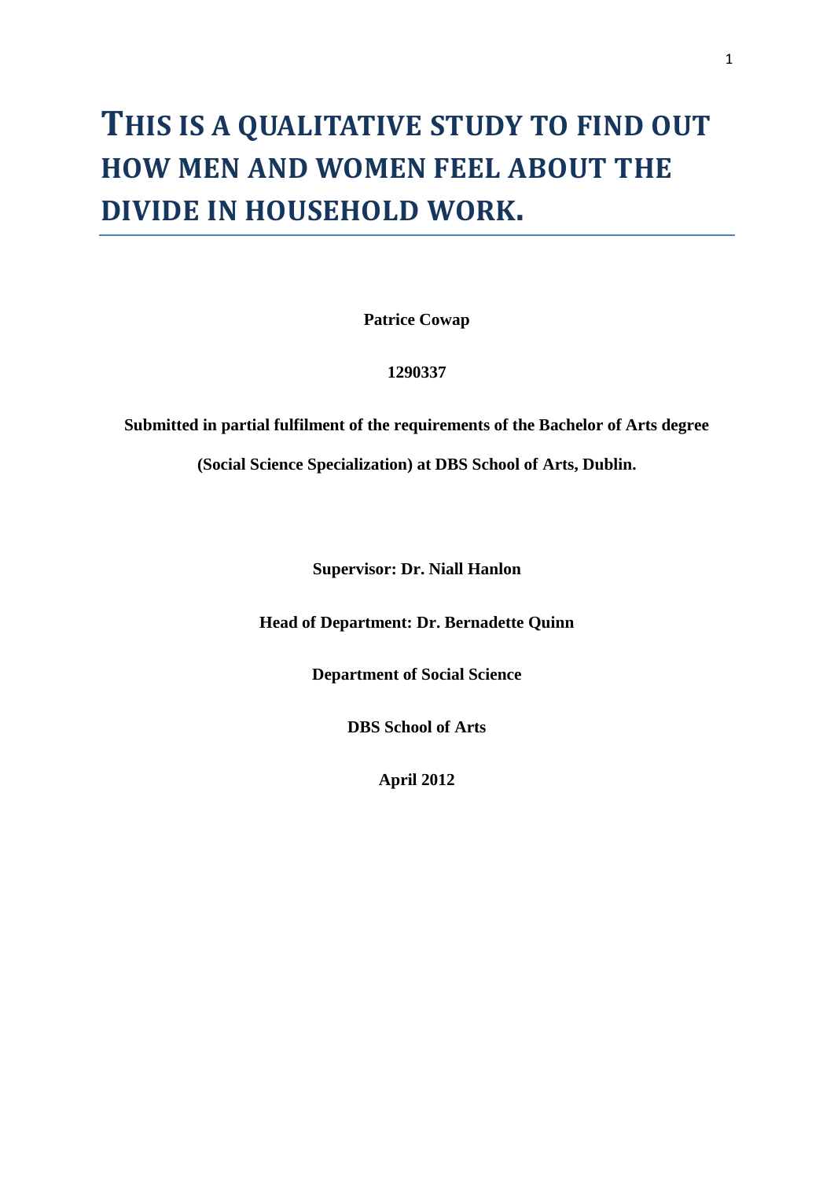# THIS IS A QUALITATIVE STUDY TO FIND OUT HOW MEN AND WOMEN FEEL ABOUT THE DIVIDE IN HOUSEHOLD WORK.

**Patrice Cowap**

**1290337**

**Submitted in partial fulfilment of the requirements of the Bachelor of Arts degree (Social Science Specialization) at DBS School of Arts, Dublin.**

**Supervisor: Dr. Niall Hanlon**

**Head of Department: Dr. Bernadette Quinn**

**Department of Social Science**

**DBS School of Arts**

**April 2012**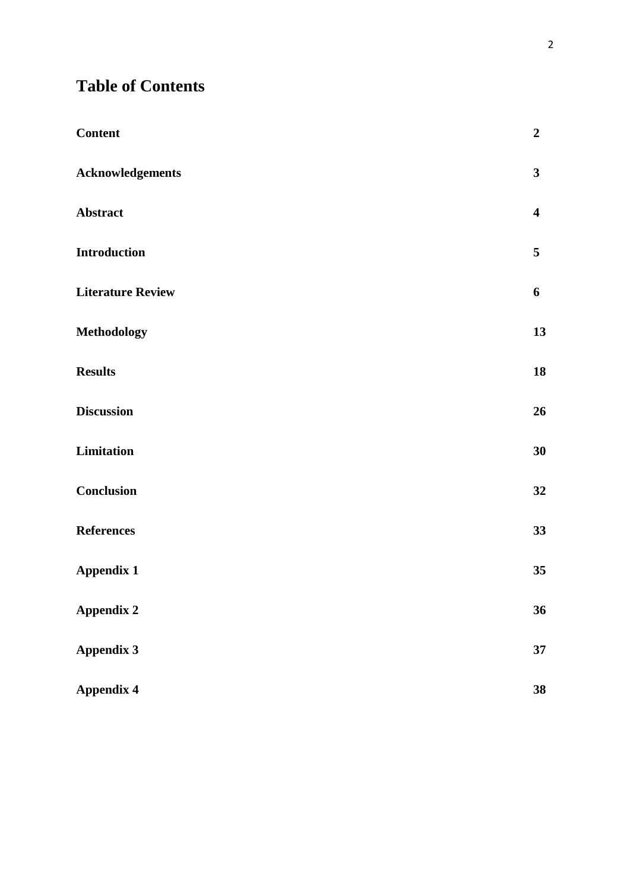# Table of Contents

| | |
|---|---|
| **Content** | **2** |
| **Acknowledgements** | **3** |
| **Abstract** | **4** |
| **Introduction** | **5** |
| **Literature Review** | **6** |
| **Methodology** | **13** |
| **Results** | **18** |
| **Discussion** | **26** |
| **Limitation** | **30** |
| **Conclusion** | **32** |
| **References** | **33** |
| **Appendix 1** | **35** |
| **Appendix 2** | **36** |
| **Appendix 3** | **37** |
| **Appendix 4** | **38** |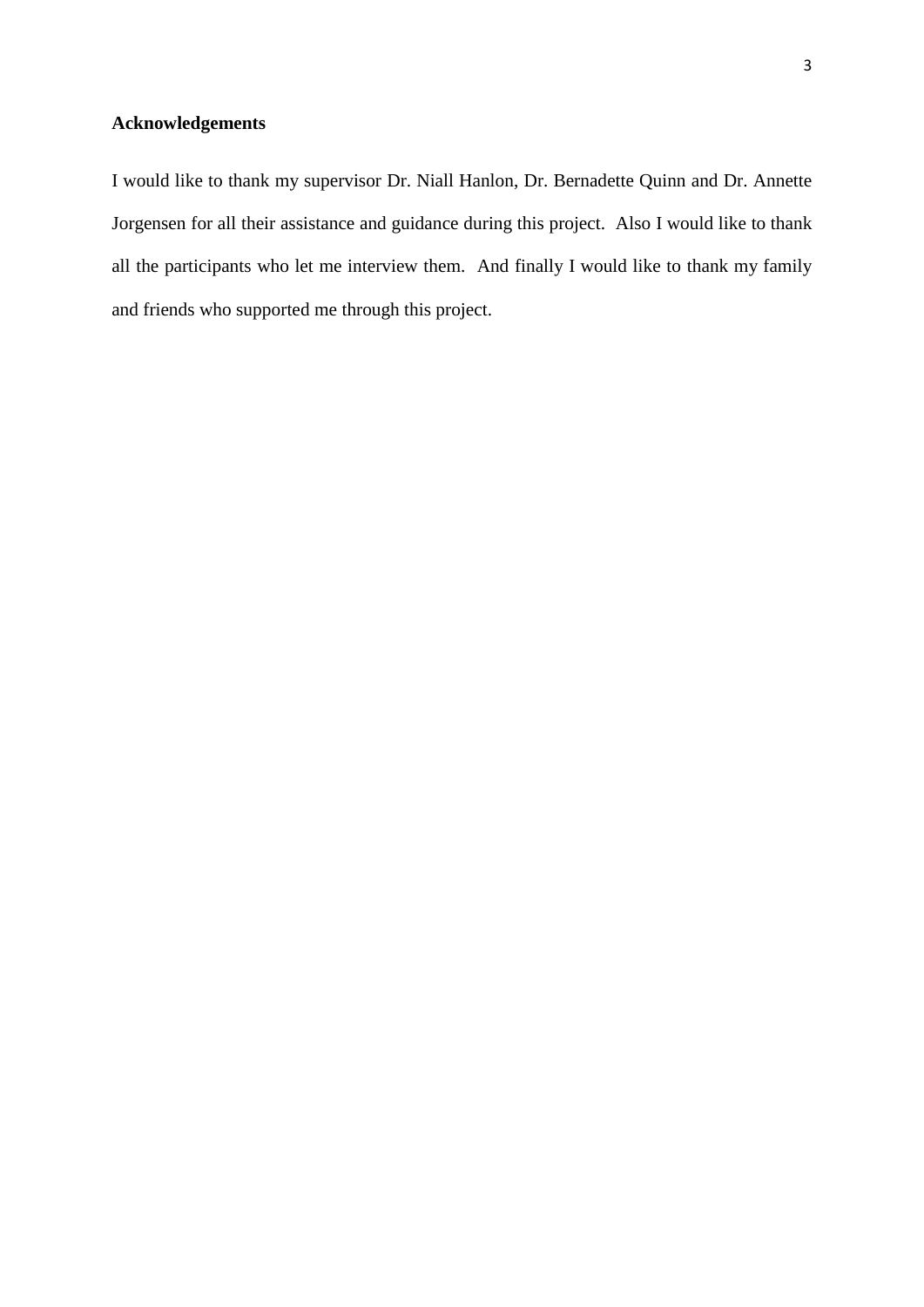## Acknowledgements

I would like to thank my supervisor Dr. Niall Hanlon, Dr. Bernadette Quinn and Dr. Annette Jorgensen for all their assistance and guidance during this project. Also I would like to thank all the participants who let me interview them. And finally I would like to thank my family and friends who supported me through this project.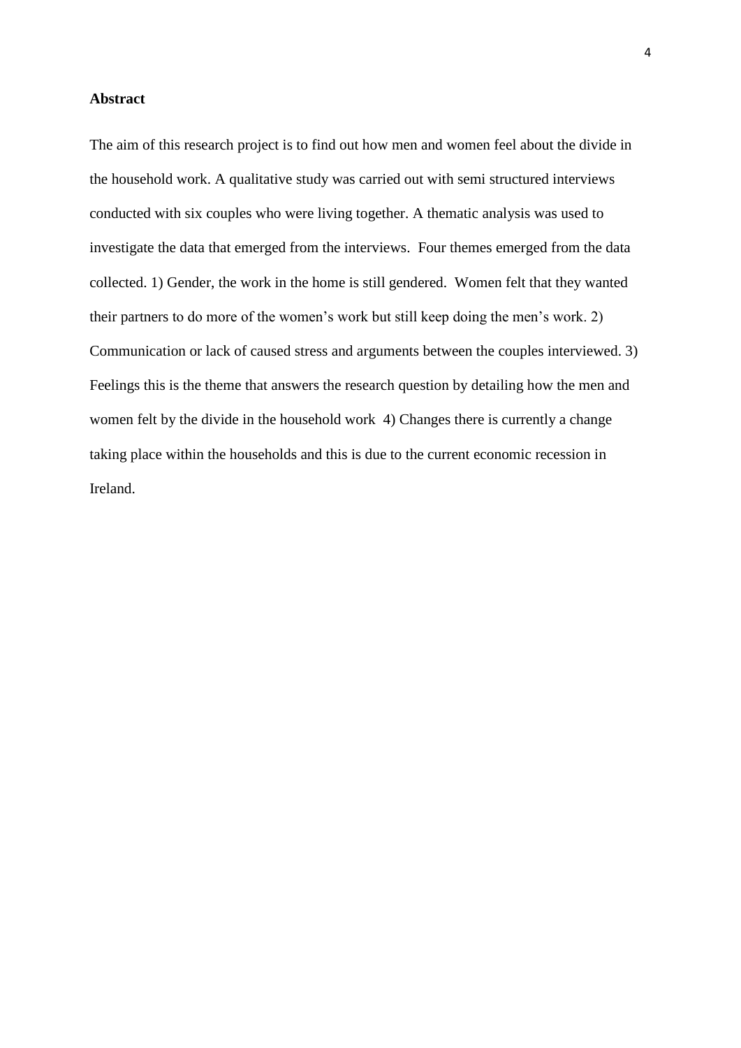**Abstract**

The aim of this research project is to find out how men and women feel about the divide in the household work. A qualitative study was carried out with semi structured interviews conducted with six couples who were living together. A thematic analysis was used to investigate the data that emerged from the interviews. Four themes emerged from the data collected. 1) Gender, the work in the home is still gendered. Women felt that they wanted their partners to do more of the women's work but still keep doing the men's work. 2) Communication or lack of caused stress and arguments between the couples interviewed. 3) Feelings this is the theme that answers the research question by detailing how the men and women felt by the divide in the household work 4) Changes there is currently a change taking place within the households and this is due to the current economic recession in Ireland.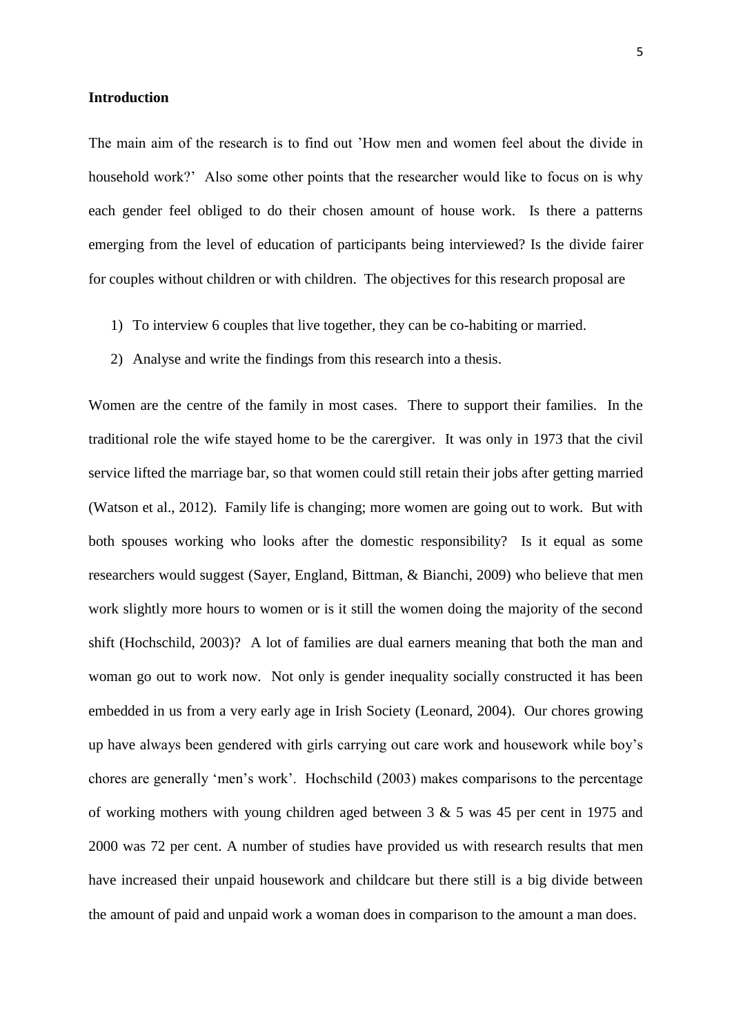**Introduction**

The main aim of the research is to find out 'How men and women feel about the divide in household work?' Also some other points that the researcher would like to focus on is why each gender feel obliged to do their chosen amount of house work. Is there a patterns emerging from the level of education of participants being interviewed? Is the divide fairer for couples without children or with children. The objectives for this research proposal are

1) To interview 6 couples that live together, they can be co-habiting or married.
2) Analyse and write the findings from this research into a thesis.

Women are the centre of the family in most cases. There to support their families. In the traditional role the wife stayed home to be the carergiver. It was only in 1973 that the civil service lifted the marriage bar, so that women could still retain their jobs after getting married (Watson et al., 2012). Family life is changing; more women are going out to work. But with both spouses working who looks after the domestic responsibility? Is it equal as some researchers would suggest (Sayer, England, Bittman, & Bianchi, 2009) who believe that men work slightly more hours to women or is it still the women doing the majority of the second shift (Hochschild, 2003)? A lot of families are dual earners meaning that both the man and woman go out to work now. Not only is gender inequality socially constructed it has been embedded in us from a very early age in Irish Society (Leonard, 2004). Our chores growing up have always been gendered with girls carrying out care work and housework while boy's chores are generally 'men's work'. Hochschild (2003) makes comparisons to the percentage of working mothers with young children aged between 3 & 5 was 45 per cent in 1975 and 2000 was 72 per cent. A number of studies have provided us with research results that men have increased their unpaid housework and childcare but there still is a big divide between the amount of paid and unpaid work a woman does in comparison to the amount a man does.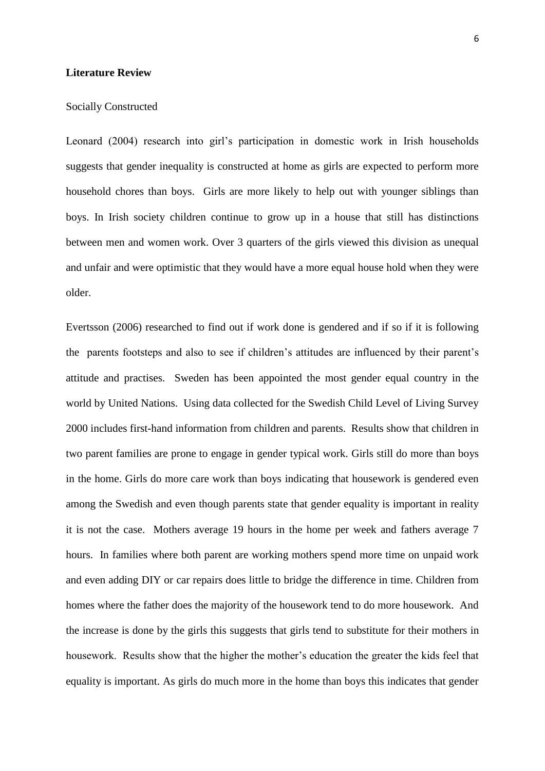**Literature Review**

Socially Constructed

Leonard (2004) research into girl's participation in domestic work in Irish households suggests that gender inequality is constructed at home as girls are expected to perform more household chores than boys. Girls are more likely to help out with younger siblings than boys. In Irish society children continue to grow up in a house that still has distinctions between men and women work. Over 3 quarters of the girls viewed this division as unequal and unfair and were optimistic that they would have a more equal house hold when they were older.

Evertsson (2006) researched to find out if work done is gendered and if so if it is following the parents footsteps and also to see if children's attitudes are influenced by their parent's attitude and practises. Sweden has been appointed the most gender equal country in the world by United Nations. Using data collected for the Swedish Child Level of Living Survey 2000 includes first-hand information from children and parents. Results show that children in two parent families are prone to engage in gender typical work. Girls still do more than boys in the home. Girls do more care work than boys indicating that housework is gendered even among the Swedish and even though parents state that gender equality is important in reality it is not the case. Mothers average 19 hours in the home per week and fathers average 7 hours. In families where both parent are working mothers spend more time on unpaid work and even adding DIY or car repairs does little to bridge the difference in time. Children from homes where the father does the majority of the housework tend to do more housework. And the increase is done by the girls this suggests that girls tend to substitute for their mothers in housework. Results show that the higher the mother's education the greater the kids feel that equality is important. As girls do much more in the home than boys this indicates that gender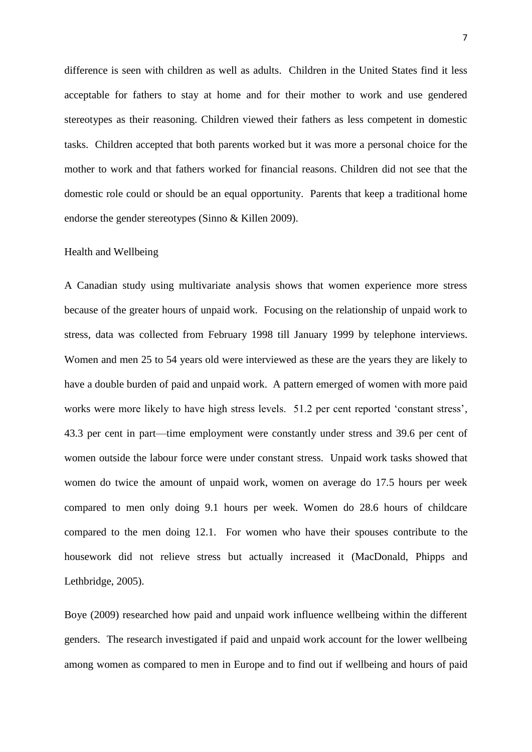difference is seen with children as well as adults. Children in the United States find it less acceptable for fathers to stay at home and for their mother to work and use gendered stereotypes as their reasoning. Children viewed their fathers as less competent in domestic tasks. Children accepted that both parents worked but it was more a personal choice for the mother to work and that fathers worked for financial reasons. Children did not see that the domestic role could or should be an equal opportunity. Parents that keep a traditional home endorse the gender stereotypes (Sinno & Killen 2009).

## Health and Wellbeing

A Canadian study using multivariate analysis shows that women experience more stress because of the greater hours of unpaid work. Focusing on the relationship of unpaid work to stress, data was collected from February 1998 till January 1999 by telephone interviews. Women and men 25 to 54 years old were interviewed as these are the years they are likely to have a double burden of paid and unpaid work. A pattern emerged of women with more paid works were more likely to have high stress levels. 51.2 per cent reported 'constant stress', 43.3 per cent in part—time employment were constantly under stress and 39.6 per cent of women outside the labour force were under constant stress. Unpaid work tasks showed that women do twice the amount of unpaid work, women on average do 17.5 hours per week compared to men only doing 9.1 hours per week. Women do 28.6 hours of childcare compared to the men doing 12.1. For women who have their spouses contribute to the housework did not relieve stress but actually increased it (MacDonald, Phipps and Lethbridge, 2005).

Boye (2009) researched how paid and unpaid work influence wellbeing within the different genders. The research investigated if paid and unpaid work account for the lower wellbeing among women as compared to men in Europe and to find out if wellbeing and hours of paid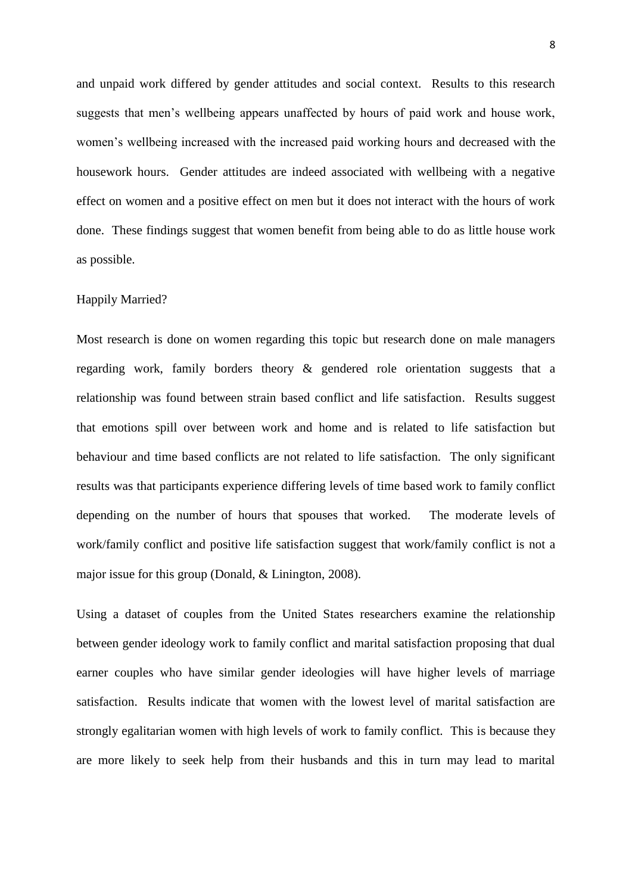and unpaid work differed by gender attitudes and social context. Results to this research suggests that men's wellbeing appears unaffected by hours of paid work and house work, women's wellbeing increased with the increased paid working hours and decreased with the housework hours. Gender attitudes are indeed associated with wellbeing with a negative effect on women and a positive effect on men but it does not interact with the hours of work done. These findings suggest that women benefit from being able to do as little house work as possible.

## Happily Married?

Most research is done on women regarding this topic but research done on male managers regarding work, family borders theory & gendered role orientation suggests that a relationship was found between strain based conflict and life satisfaction. Results suggest that emotions spill over between work and home and is related to life satisfaction but behaviour and time based conflicts are not related to life satisfaction. The only significant results was that participants experience differing levels of time based work to family conflict depending on the number of hours that spouses that worked. The moderate levels of work/family conflict and positive life satisfaction suggest that work/family conflict is not a major issue for this group (Donald, & Linington, 2008).

Using a dataset of couples from the United States researchers examine the relationship between gender ideology work to family conflict and marital satisfaction proposing that dual earner couples who have similar gender ideologies will have higher levels of marriage satisfaction. Results indicate that women with the lowest level of marital satisfaction are strongly egalitarian women with high levels of work to family conflict. This is because they are more likely to seek help from their husbands and this in turn may lead to marital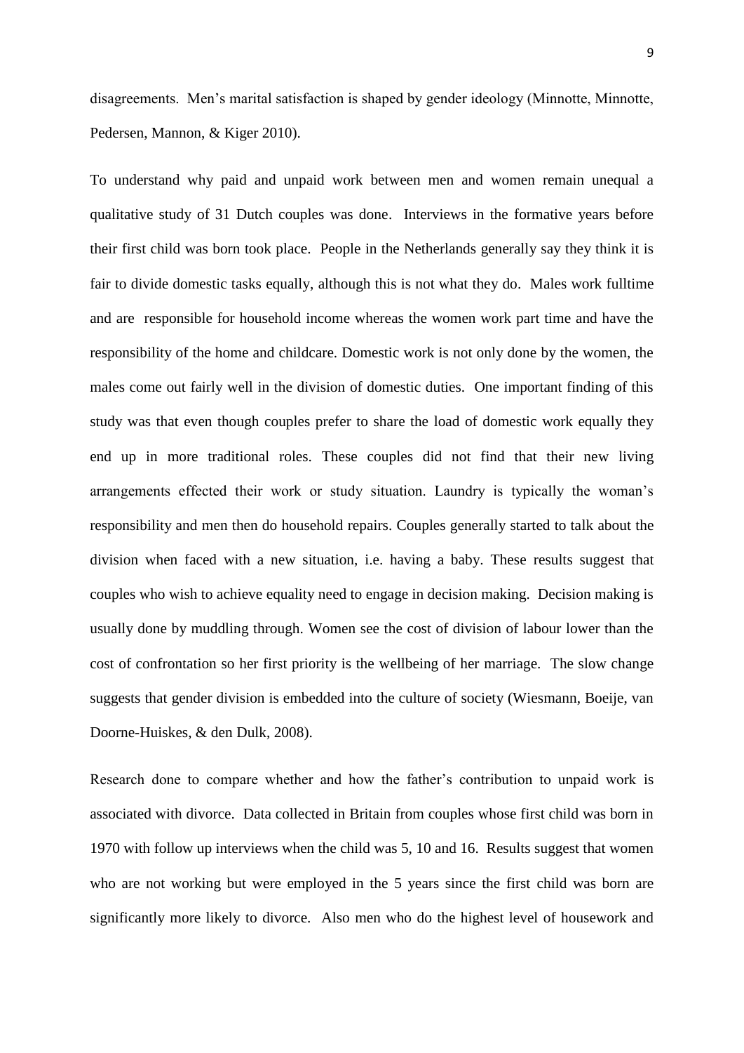disagreements. Men's marital satisfaction is shaped by gender ideology (Minnotte, Minnotte, Pedersen, Mannon, & Kiger 2010).

To understand why paid and unpaid work between men and women remain unequal a qualitative study of 31 Dutch couples was done. Interviews in the formative years before their first child was born took place. People in the Netherlands generally say they think it is fair to divide domestic tasks equally, although this is not what they do. Males work fulltime and are responsible for household income whereas the women work part time and have the responsibility of the home and childcare. Domestic work is not only done by the women, the males come out fairly well in the division of domestic duties. One important finding of this study was that even though couples prefer to share the load of domestic work equally they end up in more traditional roles. These couples did not find that their new living arrangements effected their work or study situation. Laundry is typically the woman's responsibility and men then do household repairs. Couples generally started to talk about the division when faced with a new situation, i.e. having a baby. These results suggest that couples who wish to achieve equality need to engage in decision making. Decision making is usually done by muddling through. Women see the cost of division of labour lower than the cost of confrontation so her first priority is the wellbeing of her marriage. The slow change suggests that gender division is embedded into the culture of society (Wiesmann, Boeije, van Doorne-Huiskes, & den Dulk, 2008).

Research done to compare whether and how the father's contribution to unpaid work is associated with divorce. Data collected in Britain from couples whose first child was born in 1970 with follow up interviews when the child was 5, 10 and 16. Results suggest that women who are not working but were employed in the 5 years since the first child was born are significantly more likely to divorce. Also men who do the highest level of housework and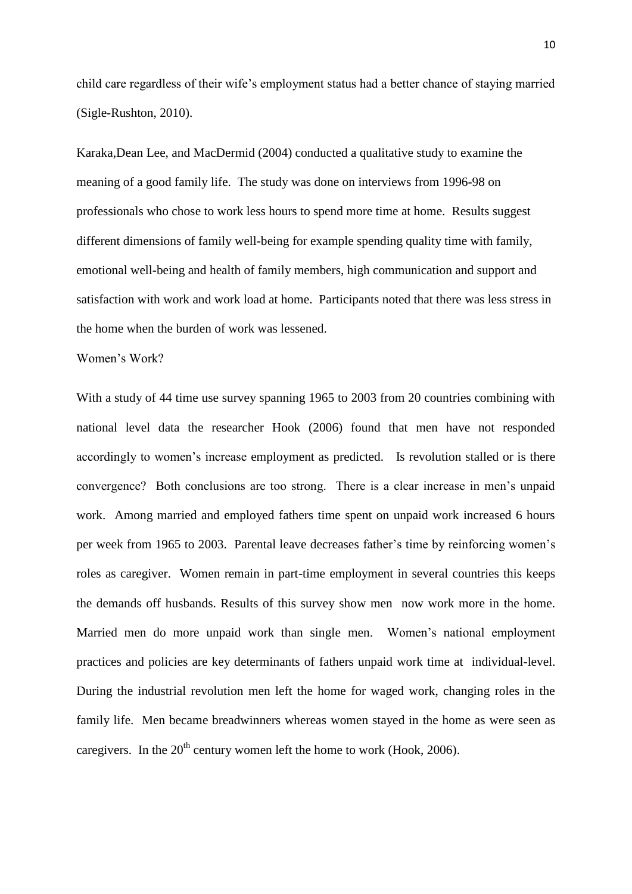child care regardless of their wife's employment status had a better chance of staying married (Sigle-Rushton, 2010).

Karaka,Dean Lee, and MacDermid (2004) conducted a qualitative study to examine the meaning of a good family life. The study was done on interviews from 1996-98 on professionals who chose to work less hours to spend more time at home. Results suggest different dimensions of family well-being for example spending quality time with family, emotional well-being and health of family members, high communication and support and satisfaction with work and work load at home. Participants noted that there was less stress in the home when the burden of work was lessened.

Women's Work?

With a study of 44 time use survey spanning 1965 to 2003 from 20 countries combining with national level data the researcher Hook (2006) found that men have not responded accordingly to women's increase employment as predicted. Is revolution stalled or is there convergence? Both conclusions are too strong. There is a clear increase in men's unpaid work. Among married and employed fathers time spent on unpaid work increased 6 hours per week from 1965 to 2003. Parental leave decreases father's time by reinforcing women's roles as caregiver. Women remain in part-time employment in several countries this keeps the demands off husbands. Results of this survey show men now work more in the home. Married men do more unpaid work than single men. Women's national employment practices and policies are key determinants of fathers unpaid work time at individual-level. During the industrial revolution men left the home for waged work, changing roles in the family life. Men became breadwinners whereas women stayed in the home as were seen as caregivers. In the 20th century women left the home to work (Hook, 2006).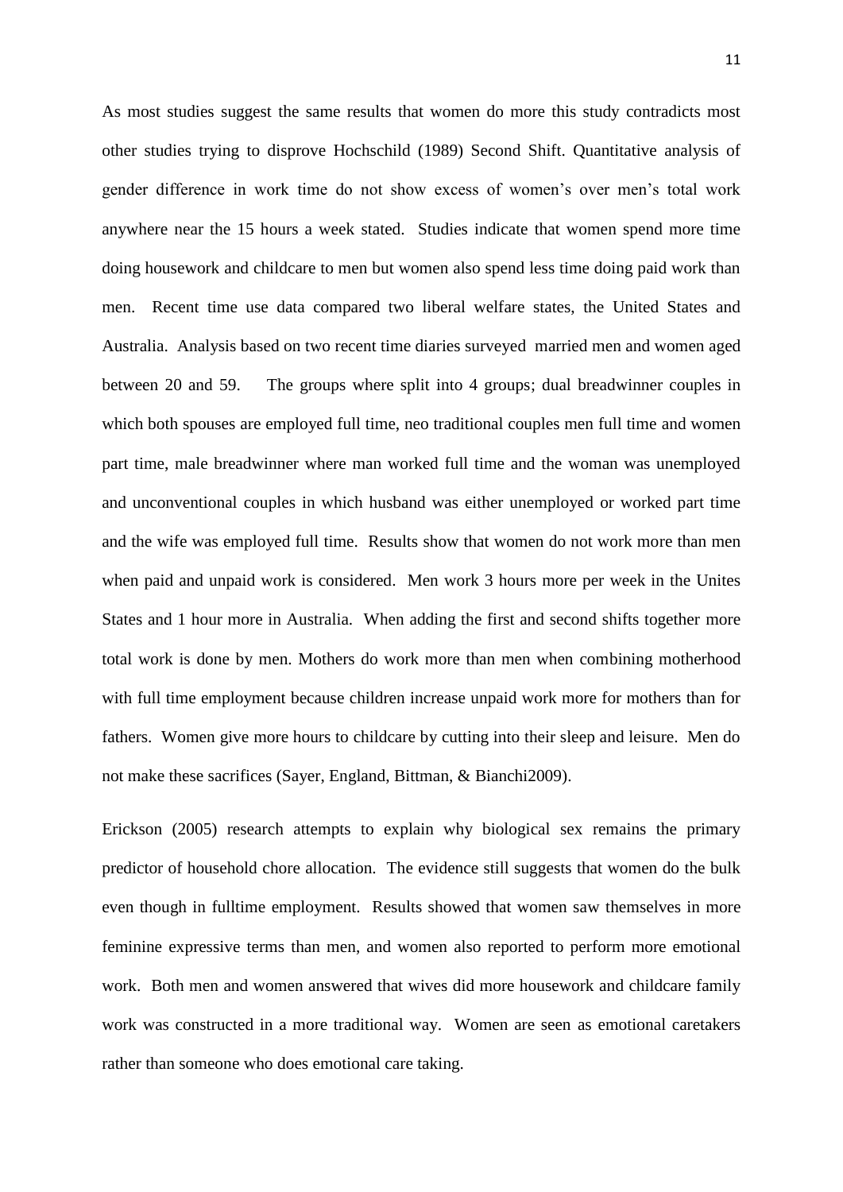As most studies suggest the same results that women do more this study contradicts most other studies trying to disprove Hochschild (1989) Second Shift. Quantitative analysis of gender difference in work time do not show excess of women's over men's total work anywhere near the 15 hours a week stated. Studies indicate that women spend more time doing housework and childcare to men but women also spend less time doing paid work than men. Recent time use data compared two liberal welfare states, the United States and Australia. Analysis based on two recent time diaries surveyed married men and women aged between 20 and 59. The groups where split into 4 groups; dual breadwinner couples in which both spouses are employed full time, neo traditional couples men full time and women part time, male breadwinner where man worked full time and the woman was unemployed and unconventional couples in which husband was either unemployed or worked part time and the wife was employed full time. Results show that women do not work more than men when paid and unpaid work is considered. Men work 3 hours more per week in the Unites States and 1 hour more in Australia. When adding the first and second shifts together more total work is done by men. Mothers do work more than men when combining motherhood with full time employment because children increase unpaid work more for mothers than for fathers. Women give more hours to childcare by cutting into their sleep and leisure. Men do not make these sacrifices (Sayer, England, Bittman, & Bianchi2009).

Erickson (2005) research attempts to explain why biological sex remains the primary predictor of household chore allocation. The evidence still suggests that women do the bulk even though in fulltime employment. Results showed that women saw themselves in more feminine expressive terms than men, and women also reported to perform more emotional work. Both men and women answered that wives did more housework and childcare family work was constructed in a more traditional way. Women are seen as emotional caretakers rather than someone who does emotional care taking.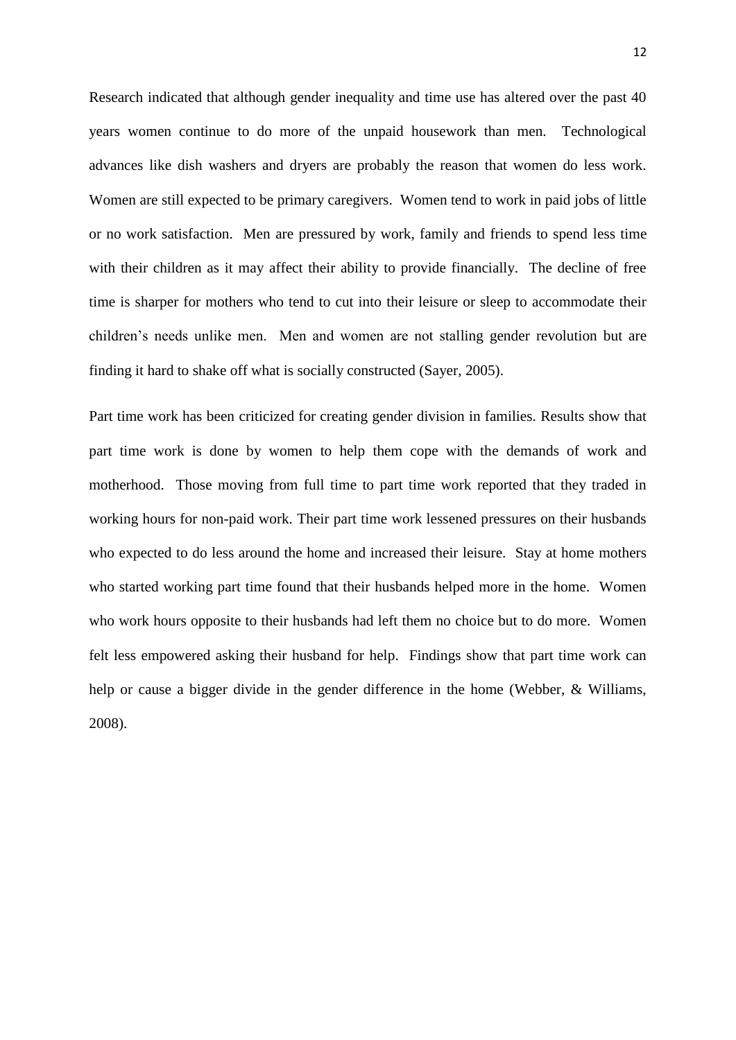Research indicated that although gender inequality and time use has altered over the past 40 years women continue to do more of the unpaid housework than men. Technological advances like dish washers and dryers are probably the reason that women do less work. Women are still expected to be primary caregivers. Women tend to work in paid jobs of little or no work satisfaction. Men are pressured by work, family and friends to spend less time with their children as it may affect their ability to provide financially. The decline of free time is sharper for mothers who tend to cut into their leisure or sleep to accommodate their children's needs unlike men. Men and women are not stalling gender revolution but are finding it hard to shake off what is socially constructed (Sayer, 2005).

Part time work has been criticized for creating gender division in families. Results show that part time work is done by women to help them cope with the demands of work and motherhood. Those moving from full time to part time work reported that they traded in working hours for non-paid work. Their part time work lessened pressures on their husbands who expected to do less around the home and increased their leisure. Stay at home mothers who started working part time found that their husbands helped more in the home. Women who work hours opposite to their husbands had left them no choice but to do more. Women felt less empowered asking their husband for help. Findings show that part time work can help or cause a bigger divide in the gender difference in the home (Webber, & Williams, 2008).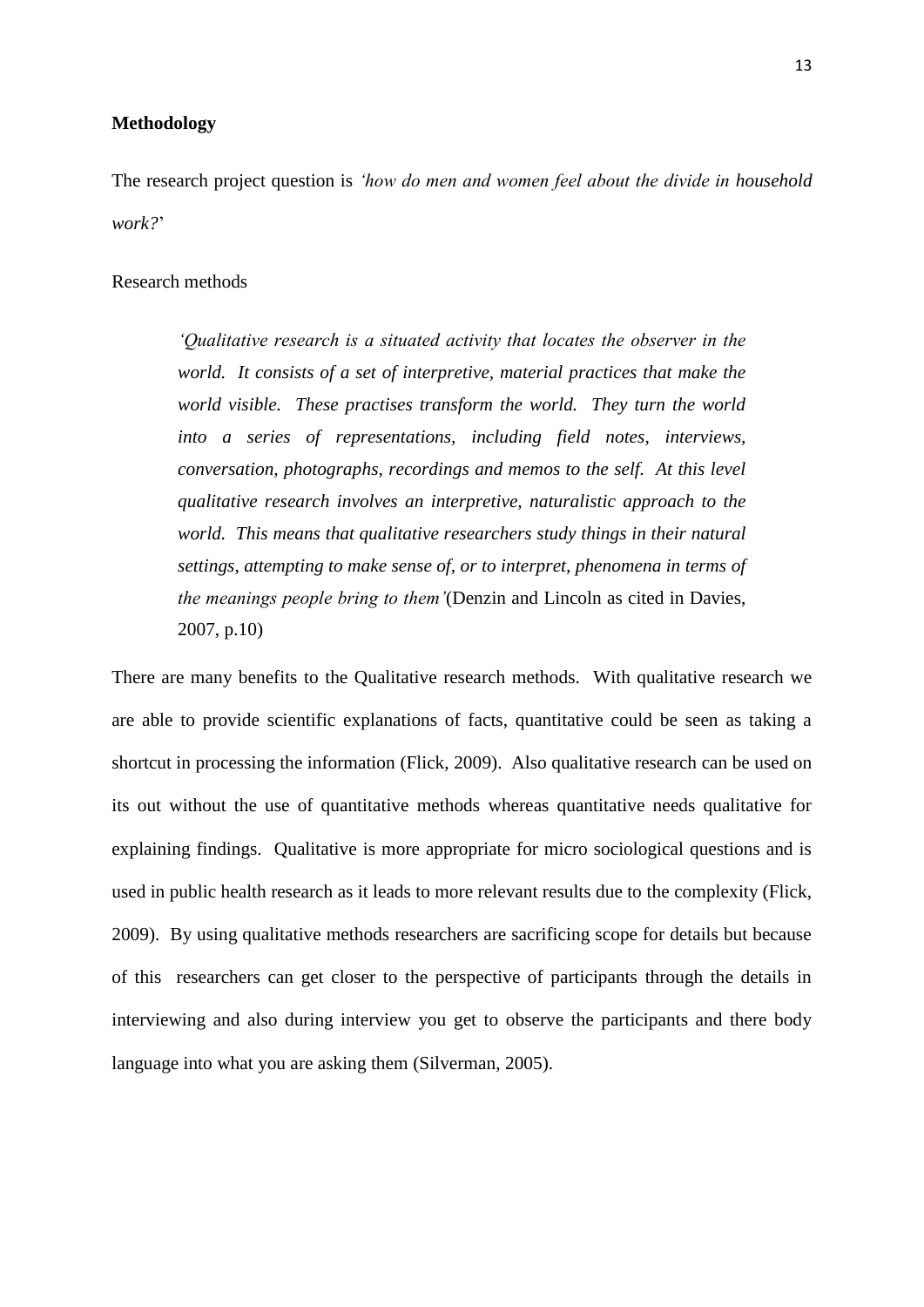**Methodology**

The research project question is *'how do men and women feel about the divide in household work?*'

Research methods

> *'Qualitative research is a situated activity that locates the observer in the world. It consists of a set of interpretive, material practices that make the world visible. These practises transform the world. They turn the world into a series of representations, including field notes, interviews, conversation, photographs, recordings and memos to the self. At this level qualitative research involves an interpretive, naturalistic approach to the world. This means that qualitative researchers study things in their natural settings, attempting to make sense of, or to interpret, phenomena in terms of the meanings people bring to them'*(Denzin and Lincoln as cited in Davies, 2007, p.10)

There are many benefits to the Qualitative research methods. With qualitative research we are able to provide scientific explanations of facts, quantitative could be seen as taking a shortcut in processing the information (Flick, 2009). Also qualitative research can be used on its out without the use of quantitative methods whereas quantitative needs qualitative for explaining findings. Qualitative is more appropriate for micro sociological questions and is used in public health research as it leads to more relevant results due to the complexity (Flick, 2009). By using qualitative methods researchers are sacrificing scope for details but because of this researchers can get closer to the perspective of participants through the details in interviewing and also during interview you get to observe the participants and there body language into what you are asking them (Silverman, 2005).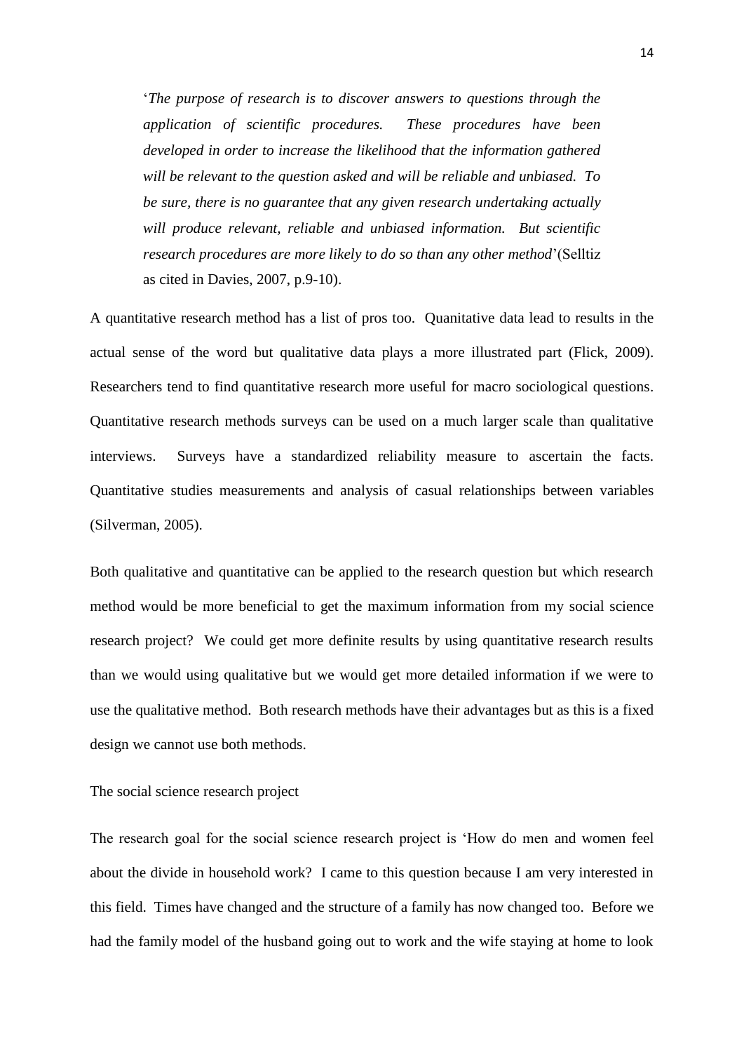> '*The purpose of research is to discover answers to questions through the application of scientific procedures. These procedures have been developed in order to increase the likelihood that the information gathered will be relevant to the question asked and will be reliable and unbiased. To be sure, there is no guarantee that any given research undertaking actually will produce relevant, reliable and unbiased information. But scientific research procedures are more likely to do so than any other method*'(Selltiz as cited in Davies, 2007, p.9-10).

A quantitative research method has a list of pros too. Quanitative data lead to results in the actual sense of the word but qualitative data plays a more illustrated part (Flick, 2009). Researchers tend to find quantitative research more useful for macro sociological questions. Quantitative research methods surveys can be used on a much larger scale than qualitative interviews. Surveys have a standardized reliability measure to ascertain the facts. Quantitative studies measurements and analysis of casual relationships between variables (Silverman, 2005).

Both qualitative and quantitative can be applied to the research question but which research method would be more beneficial to get the maximum information from my social science research project? We could get more definite results by using quantitative research results than we would using qualitative but we would get more detailed information if we were to use the qualitative method. Both research methods have their advantages but as this is a fixed design we cannot use both methods.

The social science research project

The research goal for the social science research project is 'How do men and women feel about the divide in household work? I came to this question because I am very interested in this field. Times have changed and the structure of a family has now changed too. Before we had the family model of the husband going out to work and the wife staying at home to look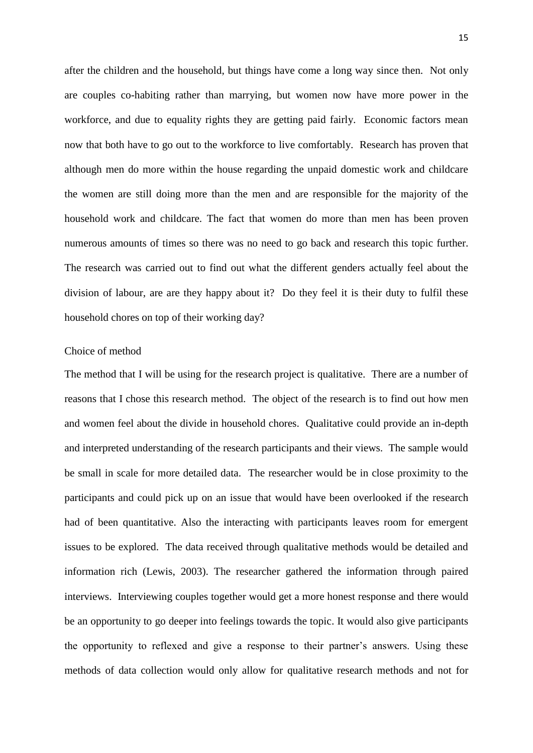after the children and the household, but things have come a long way since then. Not only are couples co-habiting rather than marrying, but women now have more power in the workforce, and due to equality rights they are getting paid fairly. Economic factors mean now that both have to go out to the workforce to live comfortably. Research has proven that although men do more within the house regarding the unpaid domestic work and childcare the women are still doing more than the men and are responsible for the majority of the household work and childcare. The fact that women do more than men has been proven numerous amounts of times so there was no need to go back and research this topic further. The research was carried out to find out what the different genders actually feel about the division of labour, are are they happy about it? Do they feel it is their duty to fulfil these household chores on top of their working day?

## Choice of method

The method that I will be using for the research project is qualitative. There are a number of reasons that I chose this research method. The object of the research is to find out how men and women feel about the divide in household chores. Qualitative could provide an in-depth and interpreted understanding of the research participants and their views. The sample would be small in scale for more detailed data. The researcher would be in close proximity to the participants and could pick up on an issue that would have been overlooked if the research had of been quantitative. Also the interacting with participants leaves room for emergent issues to be explored. The data received through qualitative methods would be detailed and information rich (Lewis, 2003). The researcher gathered the information through paired interviews. Interviewing couples together would get a more honest response and there would be an opportunity to go deeper into feelings towards the topic. It would also give participants the opportunity to reflexed and give a response to their partner's answers. Using these methods of data collection would only allow for qualitative research methods and not for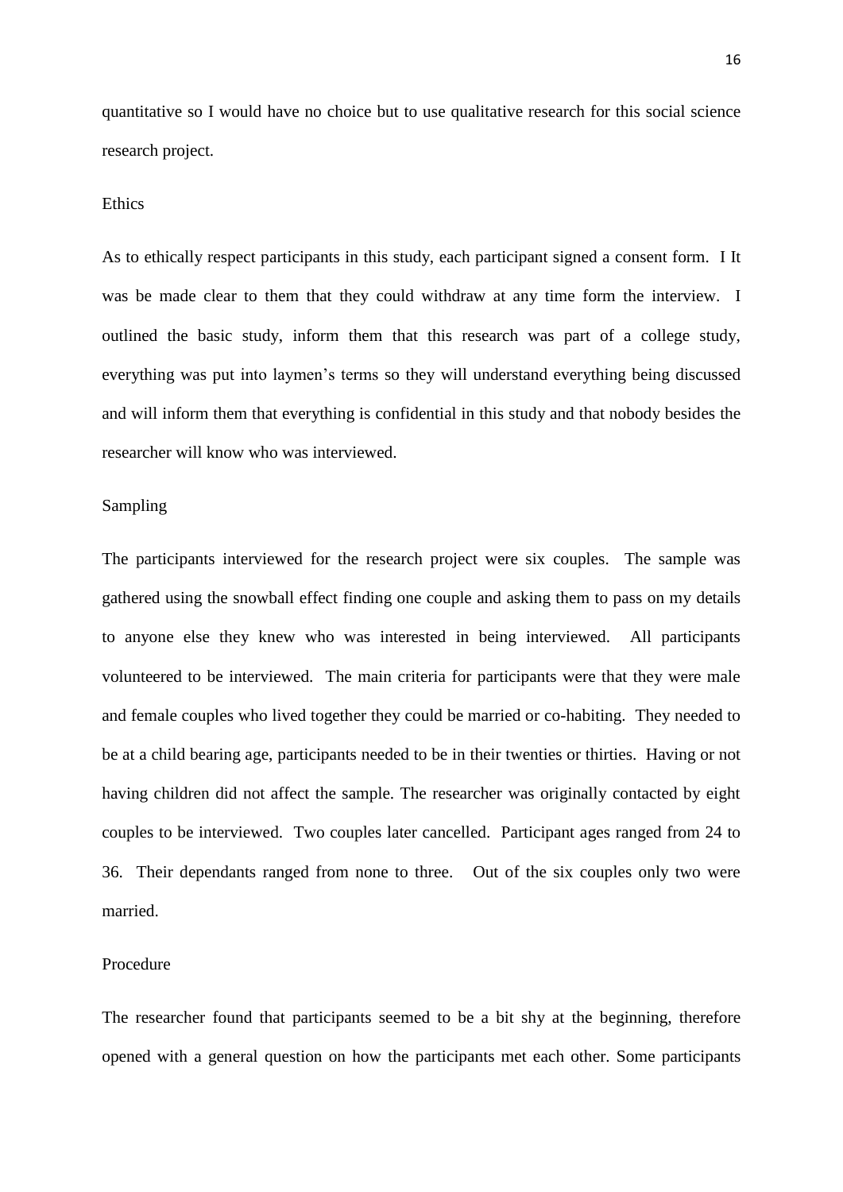quantitative so I would have no choice but to use qualitative research for this social science research project.

## Ethics

As to ethically respect participants in this study, each participant signed a consent form. I It was be made clear to them that they could withdraw at any time form the interview. I outlined the basic study, inform them that this research was part of a college study, everything was put into laymen's terms so they will understand everything being discussed and will inform them that everything is confidential in this study and that nobody besides the researcher will know who was interviewed.

## Sampling

The participants interviewed for the research project were six couples. The sample was gathered using the snowball effect finding one couple and asking them to pass on my details to anyone else they knew who was interested in being interviewed. All participants volunteered to be interviewed. The main criteria for participants were that they were male and female couples who lived together they could be married or co-habiting. They needed to be at a child bearing age, participants needed to be in their twenties or thirties. Having or not having children did not affect the sample. The researcher was originally contacted by eight couples to be interviewed. Two couples later cancelled. Participant ages ranged from 24 to 36. Their dependants ranged from none to three. Out of the six couples only two were married.

## Procedure

The researcher found that participants seemed to be a bit shy at the beginning, therefore opened with a general question on how the participants met each other. Some participants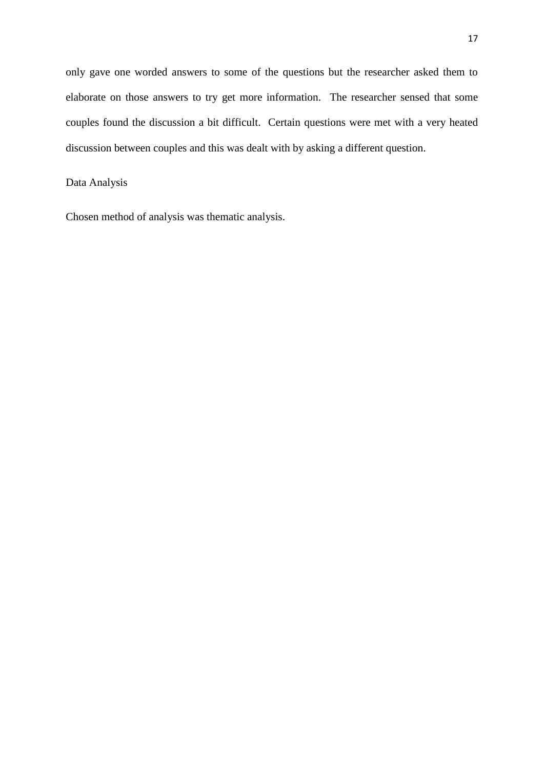only gave one worded answers to some of the questions but the researcher asked them to elaborate on those answers to try get more information. The researcher sensed that some couples found the discussion a bit difficult. Certain questions were met with a very heated discussion between couples and this was dealt with by asking a different question.

## Data Analysis

Chosen method of analysis was thematic analysis.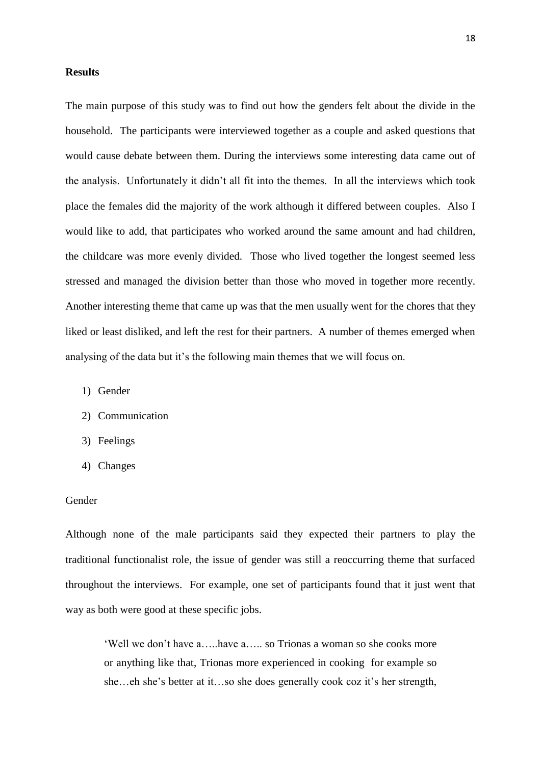**Results**

The main purpose of this study was to find out how the genders felt about the divide in the household. The participants were interviewed together as a couple and asked questions that would cause debate between them. During the interviews some interesting data came out of the analysis. Unfortunately it didn't all fit into the themes. In all the interviews which took place the females did the majority of the work although it differed between couples. Also I would like to add, that participates who worked around the same amount and had children, the childcare was more evenly divided. Those who lived together the longest seemed less stressed and managed the division better than those who moved in together more recently. Another interesting theme that came up was that the men usually went for the chores that they liked or least disliked, and left the rest for their partners. A number of themes emerged when analysing of the data but it's the following main themes that we will focus on.

1) Gender
2) Communication
3) Feelings
4) Changes

Gender

Although none of the male participants said they expected their partners to play the traditional functionalist role, the issue of gender was still a reoccurring theme that surfaced throughout the interviews. For example, one set of participants found that it just went that way as both were good at these specific jobs.

> 'Well we don't have a…..have a….. so Trionas a woman so she cooks more or anything like that, Trionas more experienced in cooking for example so she…eh she's better at it…so she does generally cook coz it's her strength,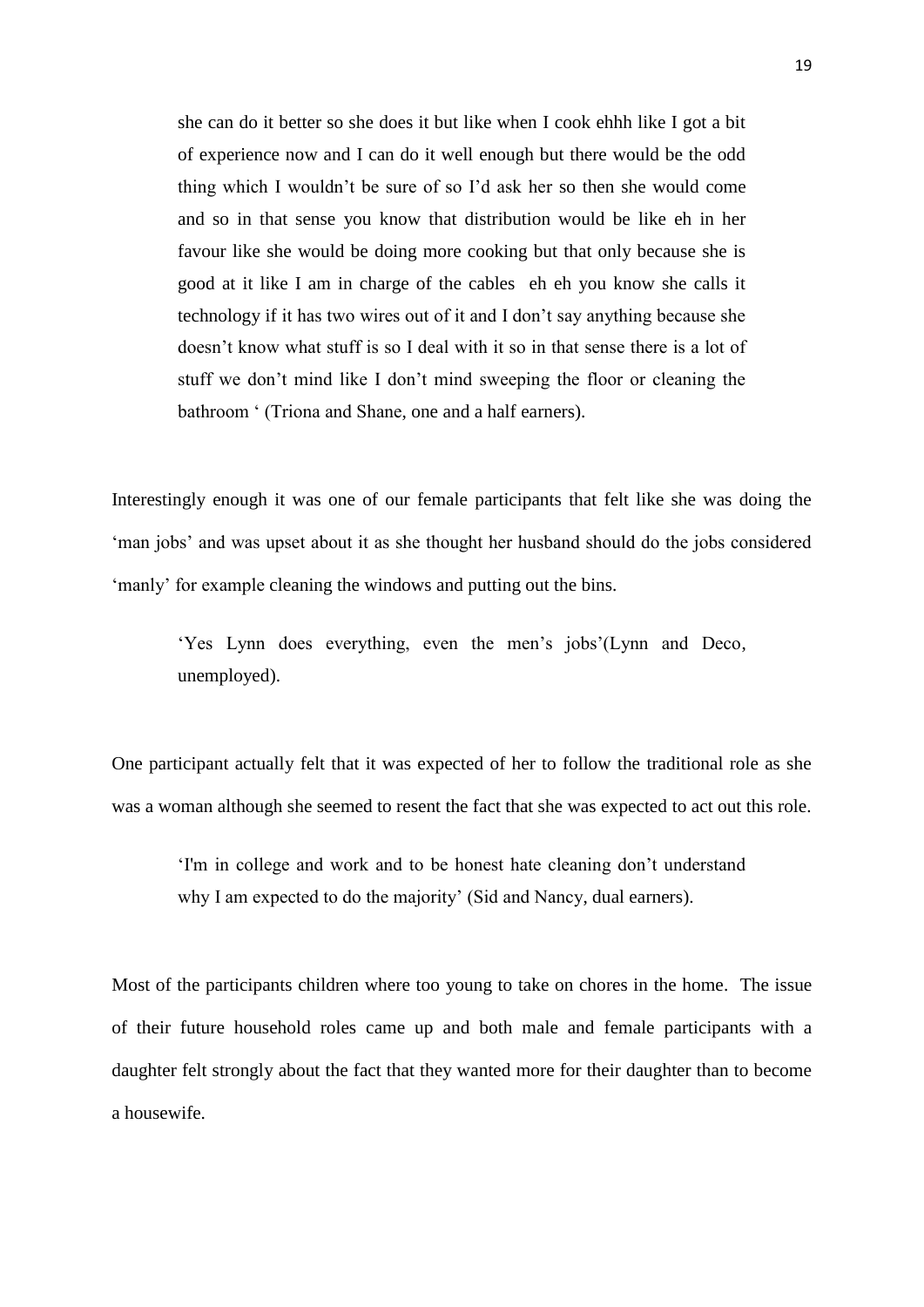> she can do it better so she does it but like when I cook ehhh like I got a bit of experience now and I can do it well enough but there would be the odd thing which I wouldn't be sure of so I'd ask her so then she would come and so in that sense you know that distribution would be like eh in her favour like she would be doing more cooking but that only because she is good at it like I am in charge of the cables eh eh you know she calls it technology if it has two wires out of it and I don't say anything because she doesn't know what stuff is so I deal with it so in that sense there is a lot of stuff we don't mind like I don't mind sweeping the floor or cleaning the bathroom ' (Triona and Shane, one and a half earners).

Interestingly enough it was one of our female participants that felt like she was doing the 'man jobs' and was upset about it as she thought her husband should do the jobs considered 'manly' for example cleaning the windows and putting out the bins.

> 'Yes Lynn does everything, even the men's jobs'(Lynn and Deco, unemployed).

One participant actually felt that it was expected of her to follow the traditional role as she was a woman although she seemed to resent the fact that she was expected to act out this role.

> 'I'm in college and work and to be honest hate cleaning don't understand why I am expected to do the majority' (Sid and Nancy, dual earners).

Most of the participants children where too young to take on chores in the home. The issue of their future household roles came up and both male and female participants with a daughter felt strongly about the fact that they wanted more for their daughter than to become a housewife.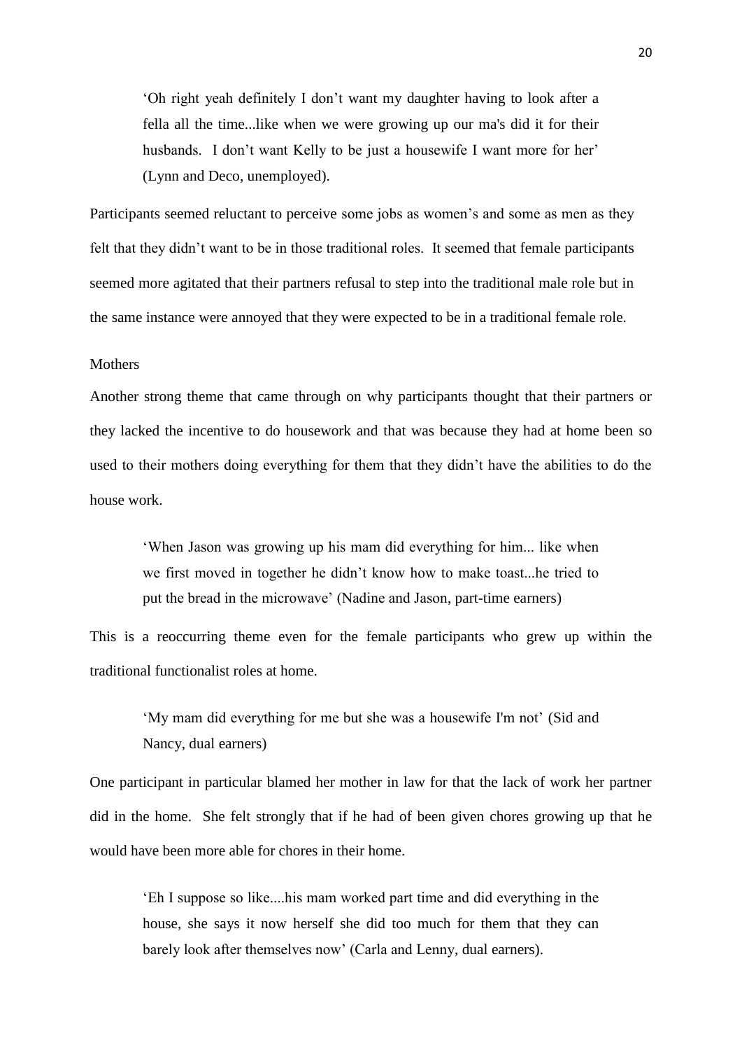> 'Oh right yeah definitely I don't want my daughter having to look after a fella all the time...like when we were growing up our ma's did it for their husbands. I don't want Kelly to be just a housewife I want more for her' (Lynn and Deco, unemployed).

Participants seemed reluctant to perceive some jobs as women's and some as men as they felt that they didn't want to be in those traditional roles. It seemed that female participants seemed more agitated that their partners refusal to step into the traditional male role but in the same instance were annoyed that they were expected to be in a traditional female role.

Mothers

Another strong theme that came through on why participants thought that their partners or they lacked the incentive to do housework and that was because they had at home been so used to their mothers doing everything for them that they didn't have the abilities to do the house work.

> 'When Jason was growing up his mam did everything for him... like when we first moved in together he didn't know how to make toast...he tried to put the bread in the microwave' (Nadine and Jason, part-time earners)

This is a reoccurring theme even for the female participants who grew up within the traditional functionalist roles at home.

> 'My mam did everything for me but she was a housewife I'm not' (Sid and Nancy, dual earners)

One participant in particular blamed her mother in law for that the lack of work her partner did in the home. She felt strongly that if he had of been given chores growing up that he would have been more able for chores in their home.

> 'Eh I suppose so like....his mam worked part time and did everything in the house, she says it now herself she did too much for them that they can barely look after themselves now' (Carla and Lenny, dual earners).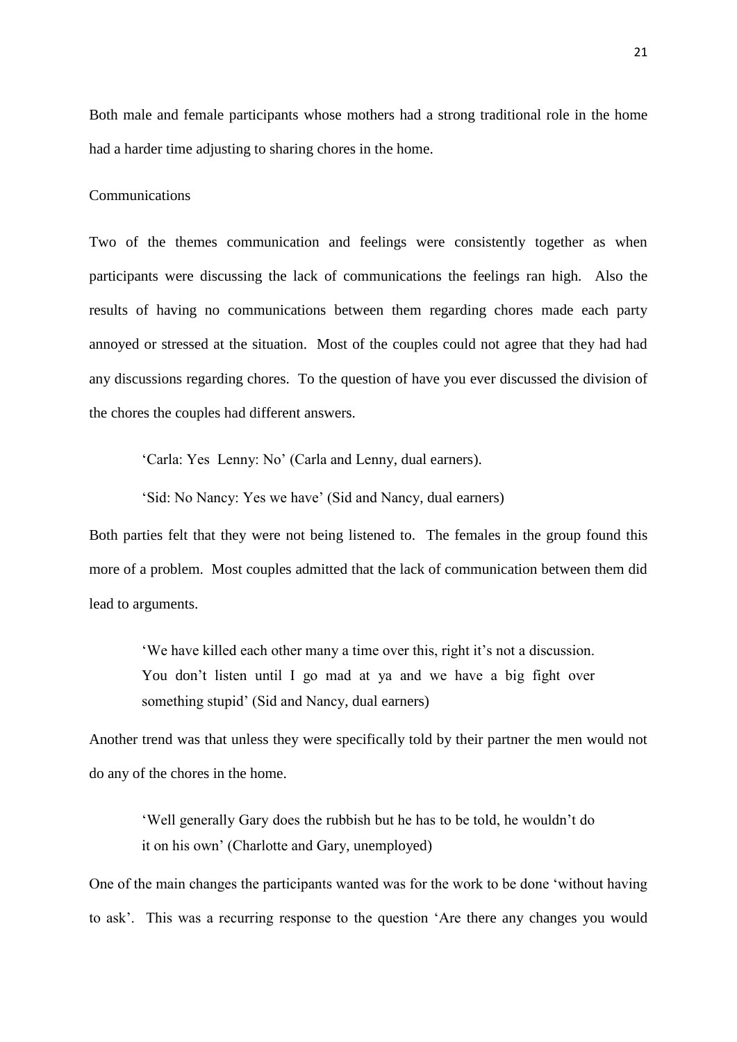Both male and female participants whose mothers had a strong traditional role in the home had a harder time adjusting to sharing chores in the home.

## Communications

Two of the themes communication and feelings were consistently together as when participants were discussing the lack of communications the feelings ran high. Also the results of having no communications between them regarding chores made each party annoyed or stressed at the situation. Most of the couples could not agree that they had had any discussions regarding chores. To the question of have you ever discussed the division of the chores the couples had different answers.

> 'Carla: Yes Lenny: No' (Carla and Lenny, dual earners).
>
> 'Sid: No Nancy: Yes we have' (Sid and Nancy, dual earners)

Both parties felt that they were not being listened to. The females in the group found this more of a problem. Most couples admitted that the lack of communication between them did lead to arguments.

> 'We have killed each other many a time over this, right it's not a discussion. You don't listen until I go mad at ya and we have a big fight over something stupid' (Sid and Nancy, dual earners)

Another trend was that unless they were specifically told by their partner the men would not do any of the chores in the home.

> 'Well generally Gary does the rubbish but he has to be told, he wouldn't do it on his own' (Charlotte and Gary, unemployed)

One of the main changes the participants wanted was for the work to be done 'without having to ask'. This was a recurring response to the question 'Are there any changes you would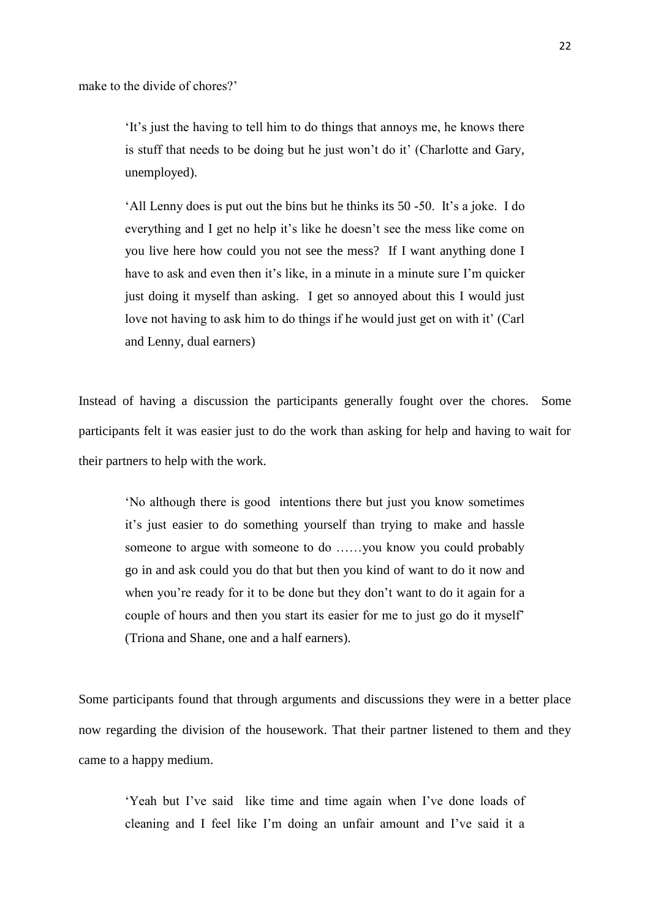make to the divide of chores?'

> 'It's just the having to tell him to do things that annoys me, he knows there is stuff that needs to be doing but he just won't do it' (Charlotte and Gary, unemployed).
>
> 'All Lenny does is put out the bins but he thinks its 50 -50. It's a joke. I do everything and I get no help it's like he doesn't see the mess like come on you live here how could you not see the mess? If I want anything done I have to ask and even then it's like, in a minute in a minute sure I'm quicker just doing it myself than asking. I get so annoyed about this I would just love not having to ask him to do things if he would just get on with it' (Carl and Lenny, dual earners)

Instead of having a discussion the participants generally fought over the chores. Some participants felt it was easier just to do the work than asking for help and having to wait for their partners to help with the work.

> 'No although there is good intentions there but just you know sometimes it's just easier to do something yourself than trying to make and hassle someone to argue with someone to do ……you know you could probably go in and ask could you do that but then you kind of want to do it now and when you're ready for it to be done but they don't want to do it again for a couple of hours and then you start its easier for me to just go do it myself' (Triona and Shane, one and a half earners).

Some participants found that through arguments and discussions they were in a better place now regarding the division of the housework. That their partner listened to them and they came to a happy medium.

> 'Yeah but I've said like time and time again when I've done loads of cleaning and I feel like I'm doing an unfair amount and I've said it a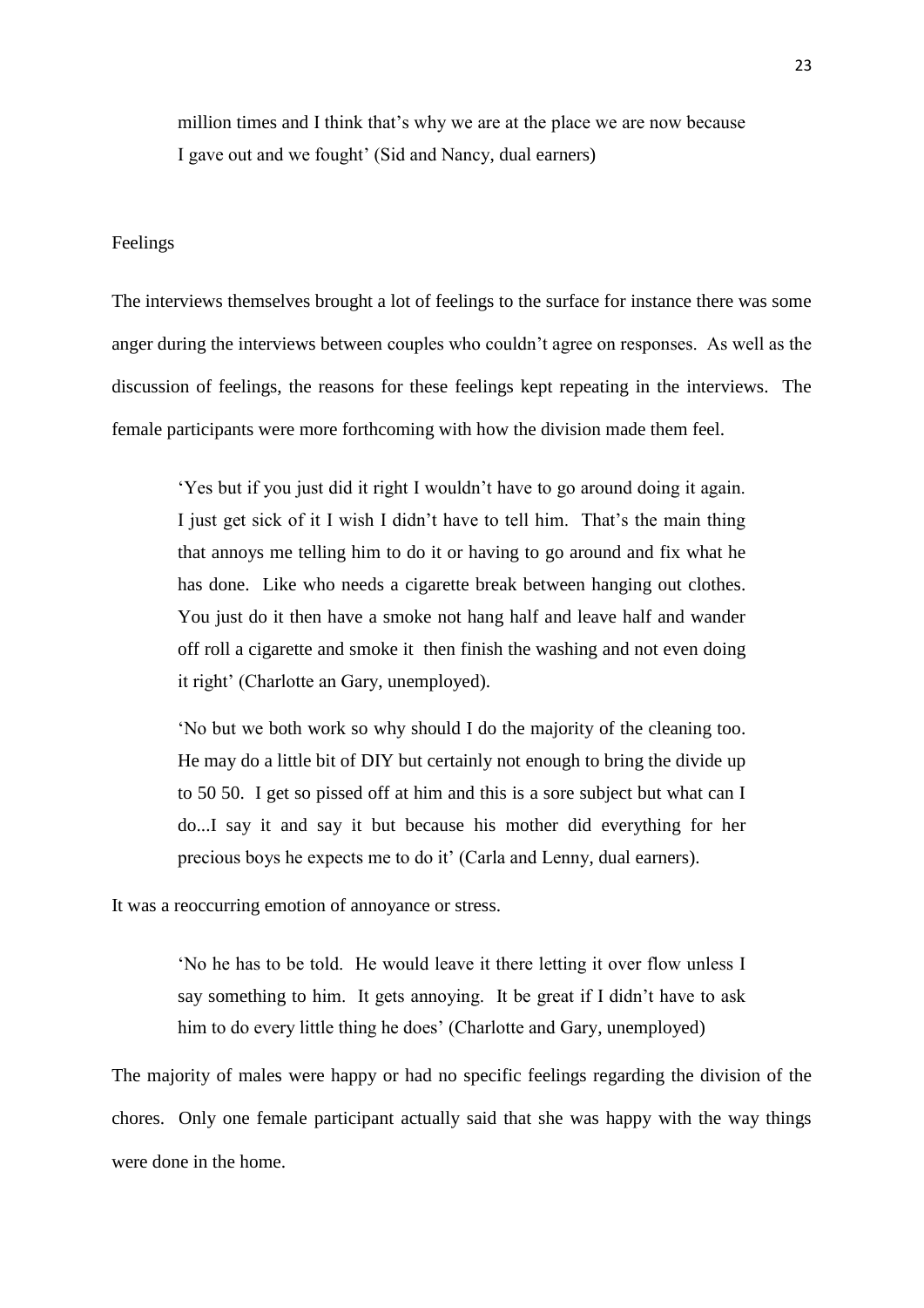> million times and I think that's why we are at the place we are now because I gave out and we fought' (Sid and Nancy, dual earners)

Feelings

The interviews themselves brought a lot of feelings to the surface for instance there was some anger during the interviews between couples who couldn't agree on responses. As well as the discussion of feelings, the reasons for these feelings kept repeating in the interviews. The female participants were more forthcoming with how the division made them feel.

> 'Yes but if you just did it right I wouldn't have to go around doing it again. I just get sick of it I wish I didn't have to tell him. That's the main thing that annoys me telling him to do it or having to go around and fix what he has done. Like who needs a cigarette break between hanging out clothes. You just do it then have a smoke not hang half and leave half and wander off roll a cigarette and smoke it then finish the washing and not even doing it right' (Charlotte an Gary, unemployed).

> 'No but we both work so why should I do the majority of the cleaning too. He may do a little bit of DIY but certainly not enough to bring the divide up to 50 50. I get so pissed off at him and this is a sore subject but what can I do...I say it and say it but because his mother did everything for her precious boys he expects me to do it' (Carla and Lenny, dual earners).

It was a reoccurring emotion of annoyance or stress.

> 'No he has to be told. He would leave it there letting it over flow unless I say something to him. It gets annoying. It be great if I didn't have to ask him to do every little thing he does' (Charlotte and Gary, unemployed)

The majority of males were happy or had no specific feelings regarding the division of the chores. Only one female participant actually said that she was happy with the way things were done in the home.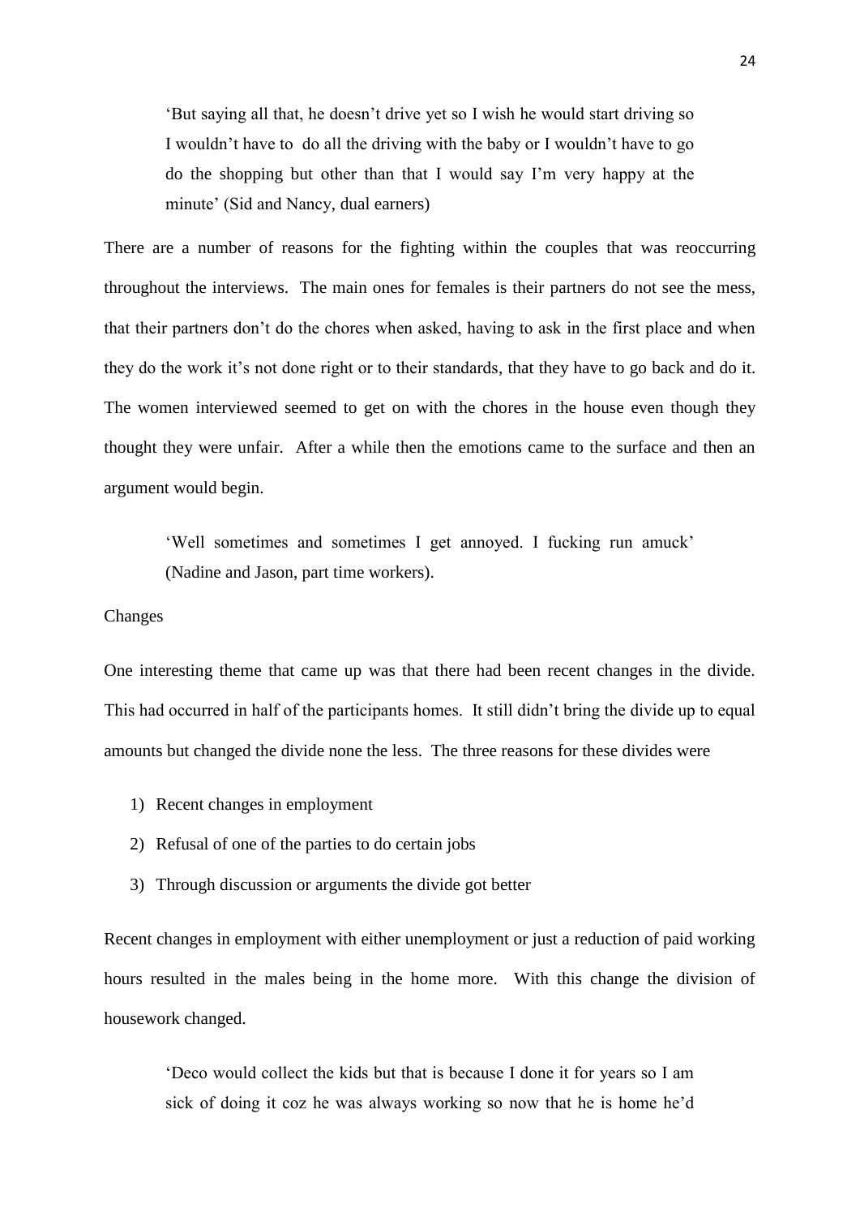> 'But saying all that, he doesn't drive yet so I wish he would start driving so I wouldn't have to  do all the driving with the baby or I wouldn't have to go do the shopping but other than that I would say I'm very happy at the minute' (Sid and Nancy, dual earners)

There are a number of reasons for the fighting within the couples that was reoccurring throughout the interviews.  The main ones for females is their partners do not see the mess, that their partners don't do the chores when asked, having to ask in the first place and when they do the work it's not done right or to their standards, that they have to go back and do it.  The women interviewed seemed to get on with the chores in the house even though they thought they were unfair.  After a while then the emotions came to the surface and then an argument would begin.

> 'Well sometimes and sometimes I get annoyed. I fucking run amuck' (Nadine and Jason, part time workers).

Changes

One interesting theme that came up was that there had been recent changes in the divide.  This had occurred in half of the participants homes.  It still didn't bring the divide up to equal amounts but changed the divide none the less.  The three reasons for these divides were

1) Recent changes in employment
2) Refusal of one of the parties to do certain jobs
3) Through discussion or arguments the divide got better

Recent changes in employment with either unemployment or just a reduction of paid working hours resulted in the males being in the home more.  With this change the division of housework changed.

> 'Deco would collect the kids but that is because I done it for years so I am sick of doing it coz he was always working so now that he is home he'd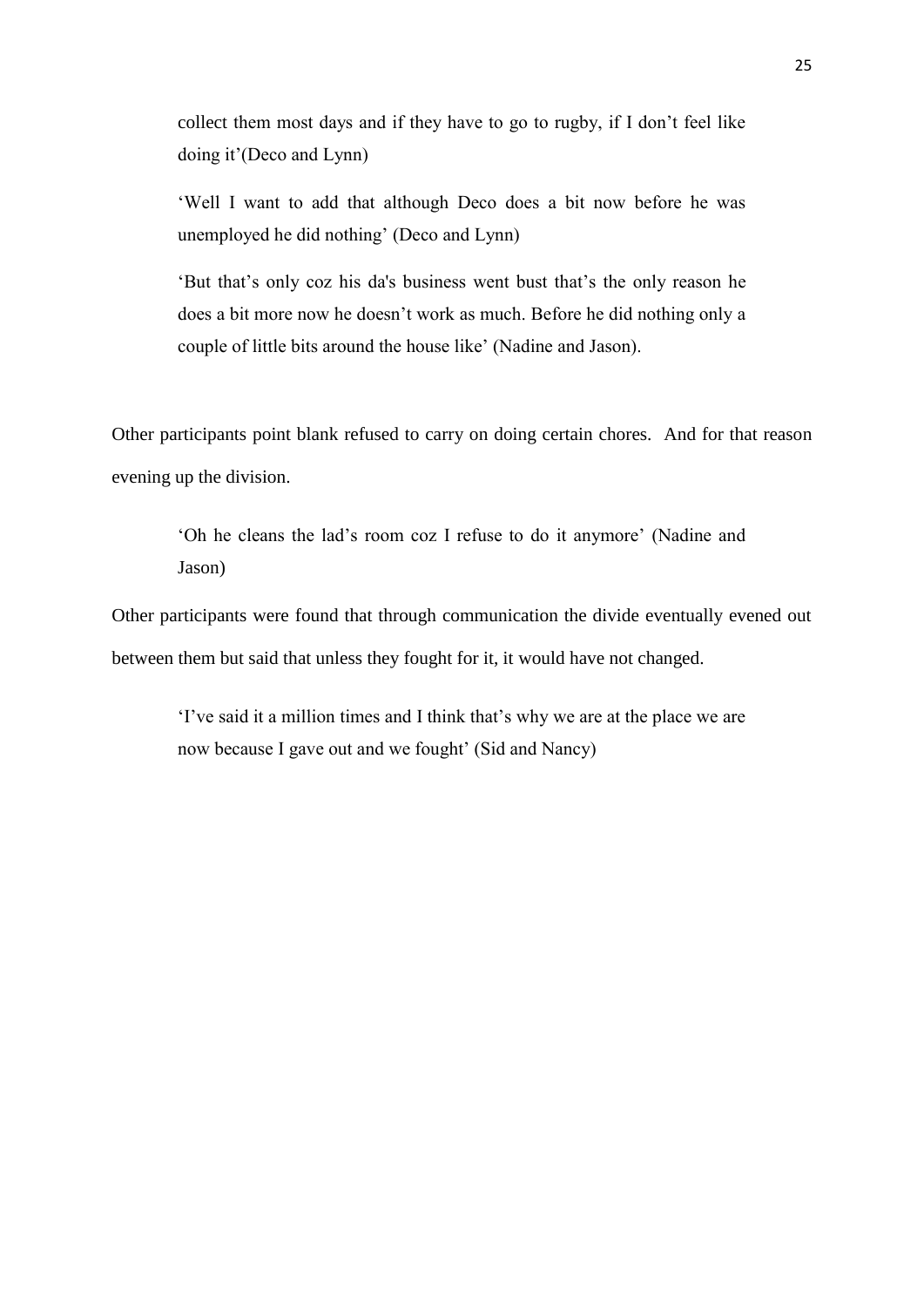> collect them most days and if they have to go to rugby, if I don't feel like doing it'(Deco and Lynn)

> 'Well I want to add that although Deco does a bit now before he was unemployed he did nothing' (Deco and Lynn)

> 'But that's only coz his da's business went bust that's the only reason he does a bit more now he doesn't work as much. Before he did nothing only a couple of little bits around the house like' (Nadine and Jason).

Other participants point blank refused to carry on doing certain chores. And for that reason evening up the division.

> 'Oh he cleans the lad's room coz I refuse to do it anymore' (Nadine and Jason)

Other participants were found that through communication the divide eventually evened out between them but said that unless they fought for it, it would have not changed.

> 'I've said it a million times and I think that's why we are at the place we are now because I gave out and we fought' (Sid and Nancy)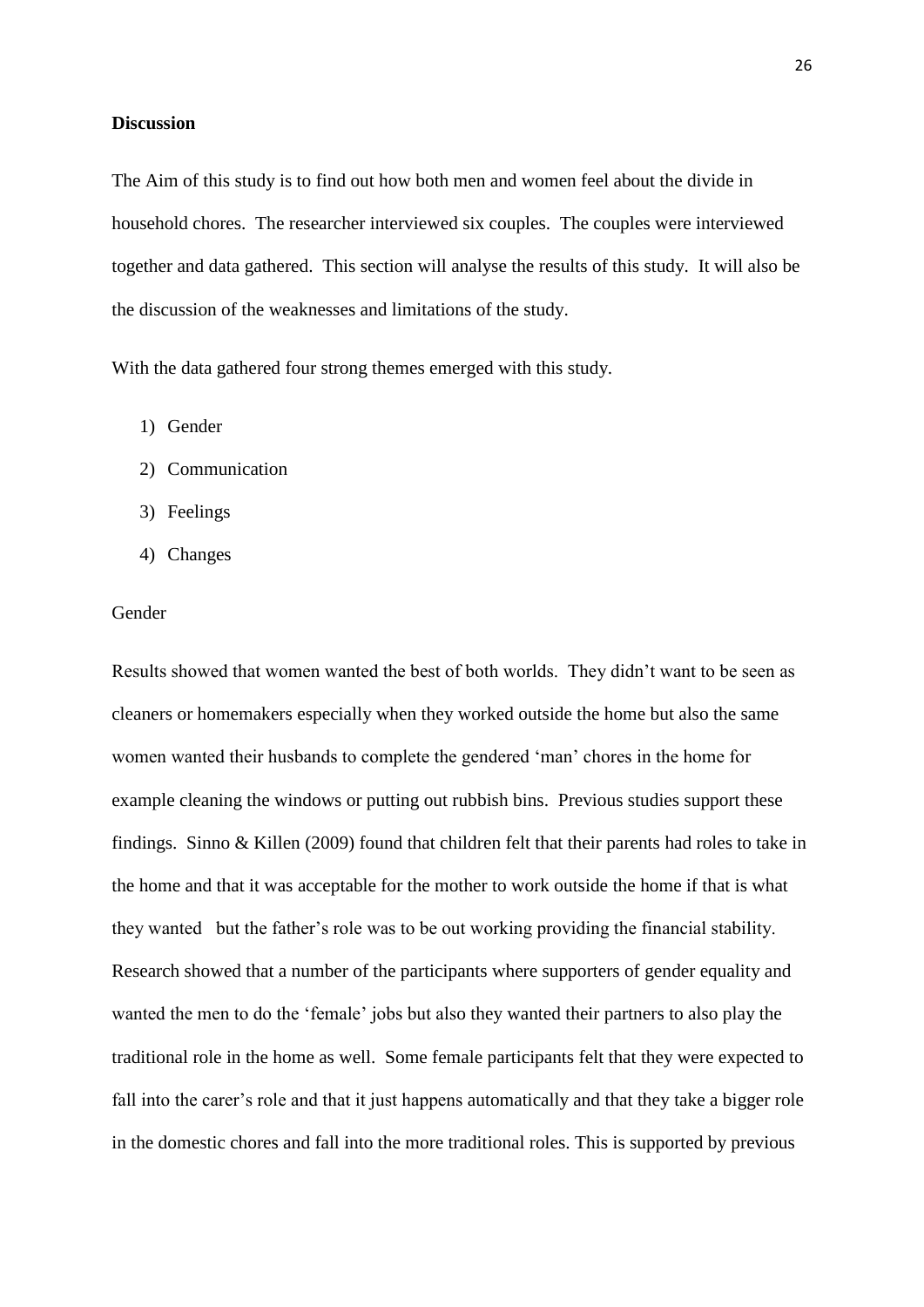## Discussion

The Aim of this study is to find out how both men and women feel about the divide in household chores. The researcher interviewed six couples. The couples were interviewed together and data gathered. This section will analyse the results of this study. It will also be the discussion of the weaknesses and limitations of the study.

With the data gathered four strong themes emerged with this study.

1) Gender
2) Communication
3) Feelings
4) Changes

### Gender

Results showed that women wanted the best of both worlds. They didn't want to be seen as cleaners or homemakers especially when they worked outside the home but also the same women wanted their husbands to complete the gendered 'man' chores in the home for example cleaning the windows or putting out rubbish bins. Previous studies support these findings. Sinno & Killen (2009) found that children felt that their parents had roles to take in the home and that it was acceptable for the mother to work outside the home if that is what they wanted but the father's role was to be out working providing the financial stability. Research showed that a number of the participants where supporters of gender equality and wanted the men to do the 'female' jobs but also they wanted their partners to also play the traditional role in the home as well. Some female participants felt that they were expected to fall into the carer's role and that it just happens automatically and that they take a bigger role in the domestic chores and fall into the more traditional roles. This is supported by previous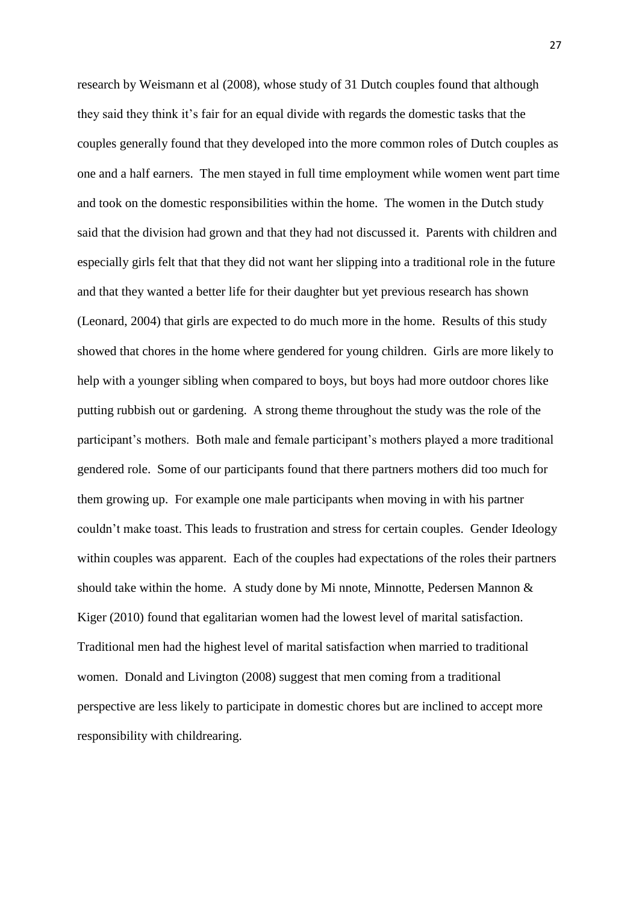research by Weismann et al (2008), whose study of 31 Dutch couples found that although they said they think it's fair for an equal divide with regards the domestic tasks that the couples generally found that they developed into the more common roles of Dutch couples as one and a half earners. The men stayed in full time employment while women went part time and took on the domestic responsibilities within the home. The women in the Dutch study said that the division had grown and that they had not discussed it. Parents with children and especially girls felt that that they did not want her slipping into a traditional role in the future and that they wanted a better life for their daughter but yet previous research has shown (Leonard, 2004) that girls are expected to do much more in the home. Results of this study showed that chores in the home where gendered for young children. Girls are more likely to help with a younger sibling when compared to boys, but boys had more outdoor chores like putting rubbish out or gardening. A strong theme throughout the study was the role of the participant's mothers. Both male and female participant's mothers played a more traditional gendered role. Some of our participants found that there partners mothers did too much for them growing up. For example one male participants when moving in with his partner couldn't make toast. This leads to frustration and stress for certain couples. Gender Ideology within couples was apparent. Each of the couples had expectations of the roles their partners should take within the home. A study done by Mi nnote, Minnotte, Pedersen Mannon & Kiger (2010) found that egalitarian women had the lowest level of marital satisfaction. Traditional men had the highest level of marital satisfaction when married to traditional women. Donald and Livington (2008) suggest that men coming from a traditional perspective are less likely to participate in domestic chores but are inclined to accept more responsibility with childrearing.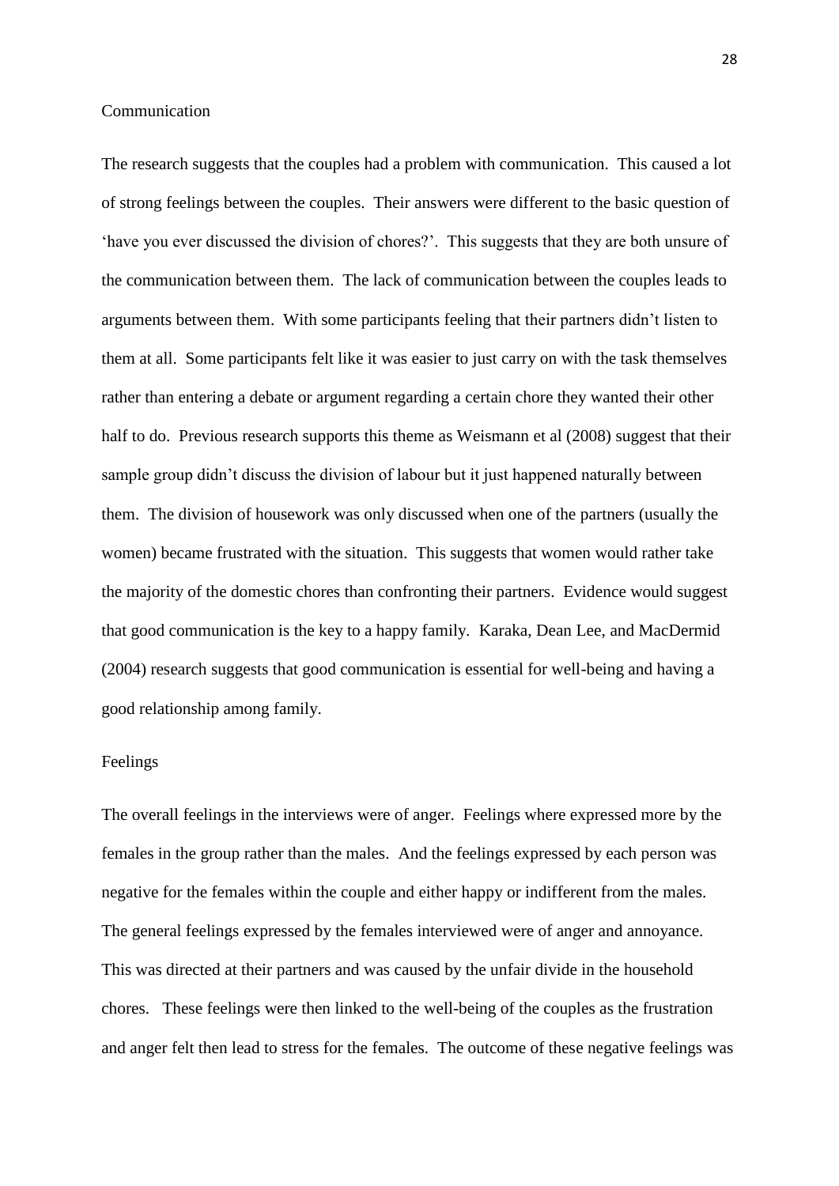## Communication

The research suggests that the couples had a problem with communication. This caused a lot of strong feelings between the couples. Their answers were different to the basic question of 'have you ever discussed the division of chores?'. This suggests that they are both unsure of the communication between them. The lack of communication between the couples leads to arguments between them. With some participants feeling that their partners didn't listen to them at all. Some participants felt like it was easier to just carry on with the task themselves rather than entering a debate or argument regarding a certain chore they wanted their other half to do. Previous research supports this theme as Weismann et al (2008) suggest that their sample group didn't discuss the division of labour but it just happened naturally between them. The division of housework was only discussed when one of the partners (usually the women) became frustrated with the situation. This suggests that women would rather take the majority of the domestic chores than confronting their partners. Evidence would suggest that good communication is the key to a happy family. Karaka, Dean Lee, and MacDermid (2004) research suggests that good communication is essential for well-being and having a good relationship among family.

## Feelings

The overall feelings in the interviews were of anger. Feelings where expressed more by the females in the group rather than the males. And the feelings expressed by each person was negative for the females within the couple and either happy or indifferent from the males. The general feelings expressed by the females interviewed were of anger and annoyance. This was directed at their partners and was caused by the unfair divide in the household chores. These feelings were then linked to the well-being of the couples as the frustration and anger felt then lead to stress for the females. The outcome of these negative feelings was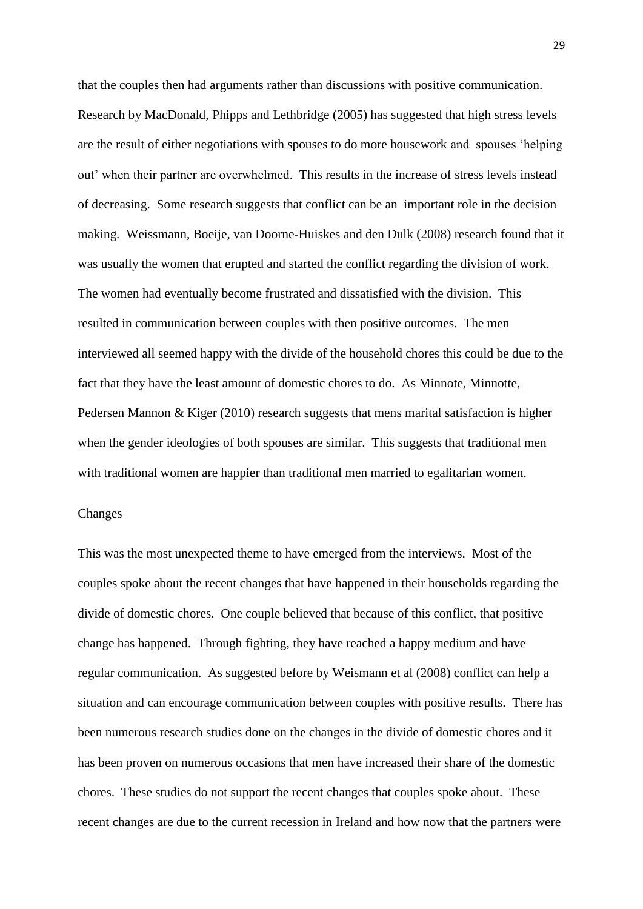that the couples then had arguments rather than discussions with positive communication. Research by MacDonald, Phipps and Lethbridge (2005) has suggested that high stress levels are the result of either negotiations with spouses to do more housework and spouses 'helping out' when their partner are overwhelmed. This results in the increase of stress levels instead of decreasing. Some research suggests that conflict can be an important role in the decision making. Weissmann, Boeije, van Doorne-Huiskes and den Dulk (2008) research found that it was usually the women that erupted and started the conflict regarding the division of work. The women had eventually become frustrated and dissatisfied with the division. This resulted in communication between couples with then positive outcomes. The men interviewed all seemed happy with the divide of the household chores this could be due to the fact that they have the least amount of domestic chores to do. As Minnote, Minnotte, Pedersen Mannon & Kiger (2010) research suggests that mens marital satisfaction is higher when the gender ideologies of both spouses are similar. This suggests that traditional men with traditional women are happier than traditional men married to egalitarian women.

Changes

This was the most unexpected theme to have emerged from the interviews. Most of the couples spoke about the recent changes that have happened in their households regarding the divide of domestic chores. One couple believed that because of this conflict, that positive change has happened. Through fighting, they have reached a happy medium and have regular communication. As suggested before by Weismann et al (2008) conflict can help a situation and can encourage communication between couples with positive results. There has been numerous research studies done on the changes in the divide of domestic chores and it has been proven on numerous occasions that men have increased their share of the domestic chores. These studies do not support the recent changes that couples spoke about. These recent changes are due to the current recession in Ireland and how now that the partners were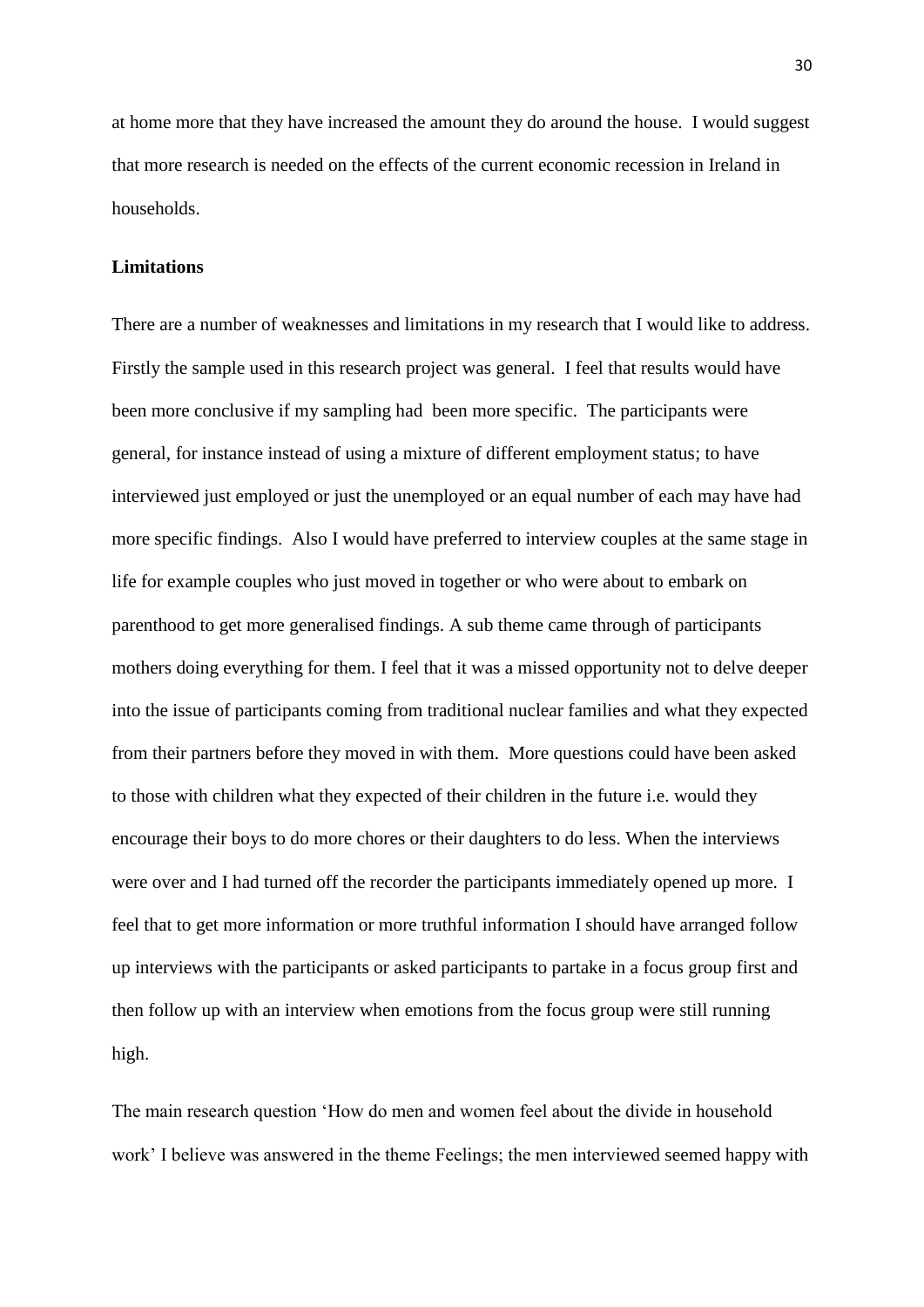at home more that they have increased the amount they do around the house. I would suggest that more research is needed on the effects of the current economic recession in Ireland in households.

**Limitations**

There are a number of weaknesses and limitations in my research that I would like to address. Firstly the sample used in this research project was general. I feel that results would have been more conclusive if my sampling had been more specific. The participants were general, for instance instead of using a mixture of different employment status; to have interviewed just employed or just the unemployed or an equal number of each may have had more specific findings. Also I would have preferred to interview couples at the same stage in life for example couples who just moved in together or who were about to embark on parenthood to get more generalised findings. A sub theme came through of participants mothers doing everything for them. I feel that it was a missed opportunity not to delve deeper into the issue of participants coming from traditional nuclear families and what they expected from their partners before they moved in with them. More questions could have been asked to those with children what they expected of their children in the future i.e. would they encourage their boys to do more chores or their daughters to do less. When the interviews were over and I had turned off the recorder the participants immediately opened up more. I feel that to get more information or more truthful information I should have arranged follow up interviews with the participants or asked participants to partake in a focus group first and then follow up with an interview when emotions from the focus group were still running high.

The main research question 'How do men and women feel about the divide in household work' I believe was answered in the theme Feelings; the men interviewed seemed happy with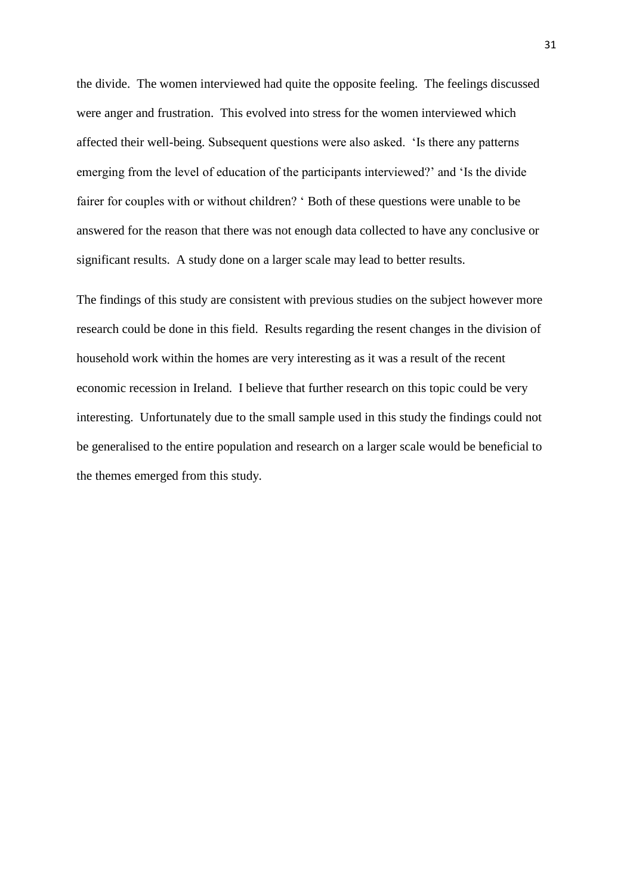the divide. The women interviewed had quite the opposite feeling. The feelings discussed were anger and frustration. This evolved into stress for the women interviewed which affected their well-being. Subsequent questions were also asked. 'Is there any patterns emerging from the level of education of the participants interviewed?' and 'Is the divide fairer for couples with or without children? ' Both of these questions were unable to be answered for the reason that there was not enough data collected to have any conclusive or significant results. A study done on a larger scale may lead to better results.

The findings of this study are consistent with previous studies on the subject however more research could be done in this field. Results regarding the resent changes in the division of household work within the homes are very interesting as it was a result of the recent economic recession in Ireland. I believe that further research on this topic could be very interesting. Unfortunately due to the small sample used in this study the findings could not be generalised to the entire population and research on a larger scale would be beneficial to the themes emerged from this study.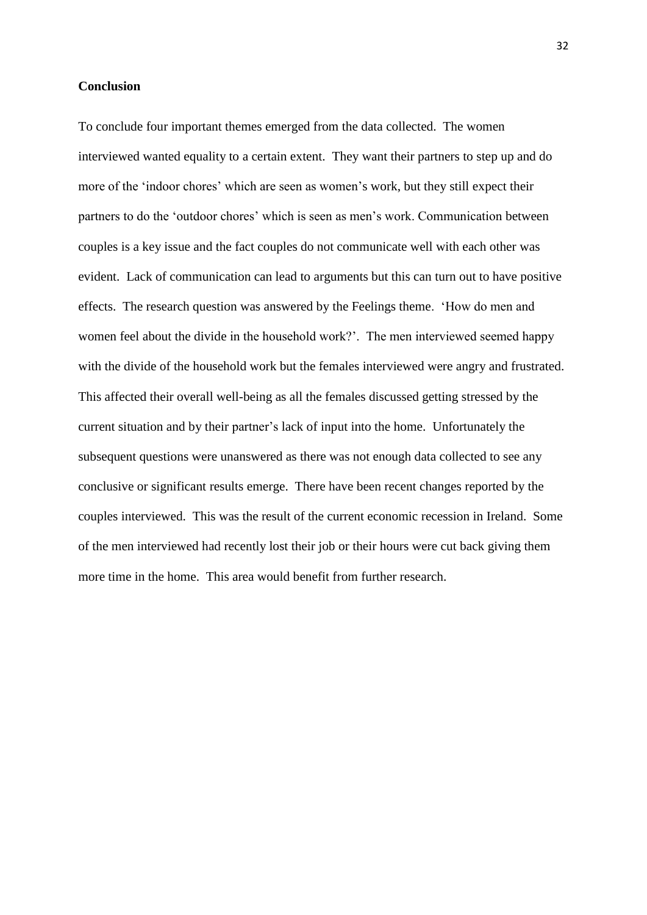**Conclusion**

To conclude four important themes emerged from the data collected. The women interviewed wanted equality to a certain extent. They want their partners to step up and do more of the 'indoor chores' which are seen as women's work, but they still expect their partners to do the 'outdoor chores' which is seen as men's work. Communication between couples is a key issue and the fact couples do not communicate well with each other was evident. Lack of communication can lead to arguments but this can turn out to have positive effects. The research question was answered by the Feelings theme. 'How do men and women feel about the divide in the household work?'. The men interviewed seemed happy with the divide of the household work but the females interviewed were angry and frustrated. This affected their overall well-being as all the females discussed getting stressed by the current situation and by their partner's lack of input into the home. Unfortunately the subsequent questions were unanswered as there was not enough data collected to see any conclusive or significant results emerge. There have been recent changes reported by the couples interviewed. This was the result of the current economic recession in Ireland. Some of the men interviewed had recently lost their job or their hours were cut back giving them more time in the home. This area would benefit from further research.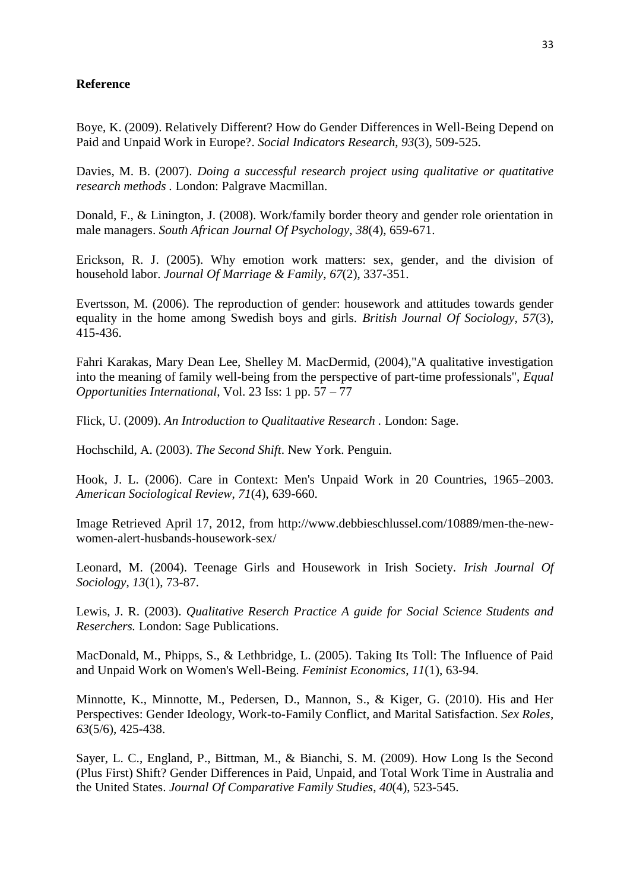**Reference**

Boye, K. (2009). Relatively Different? How do Gender Differences in Well-Being Depend on Paid and Unpaid Work in Europe?. *Social Indicators Research*, *93*(3), 509-525.

Davies, M. B. (2007). *Doing a successful research project using qualitative or quatitative research methods* . London: Palgrave Macmillan.

Donald, F., & Linington, J. (2008). Work/family border theory and gender role orientation in male managers. *South African Journal Of Psychology*, *38*(4), 659-671.

Erickson, R. J. (2005). Why emotion work matters: sex, gender, and the division of household labor. *Journal Of Marriage & Family*, *67*(2), 337-351.

Evertsson, M. (2006). The reproduction of gender: housework and attitudes towards gender equality in the home among Swedish boys and girls. *British Journal Of Sociology*, *57*(3), 415-436.

Fahri Karakas, Mary Dean Lee, Shelley M. MacDermid, (2004),"A qualitative investigation into the meaning of family well-being from the perspective of part-time professionals", *Equal Opportunities International*, Vol. 23 Iss: 1 pp. 57 – 77

Flick, U. (2009). *An Introduction to Qualitaative Research* . London: Sage.

Hochschild, A. (2003). *The Second Shift*. New York. Penguin.

Hook, J. L. (2006). Care in Context: Men's Unpaid Work in 20 Countries, 1965–2003. *American Sociological Review*, *71*(4), 639-660.

Image Retrieved April 17, 2012, from http://www.debbieschlussel.com/10889/men-the-new-women-alert-husbands-housework-sex/

Leonard, M. (2004). Teenage Girls and Housework in Irish Society. *Irish Journal Of Sociology*, *13*(1), 73-87.

Lewis, J. R. (2003). *Qualitative Reserch Practice A guide for Social Science Students and Reserchers.* London: Sage Publications.

MacDonald, M., Phipps, S., & Lethbridge, L. (2005). Taking Its Toll: The Influence of Paid and Unpaid Work on Women's Well-Being. *Feminist Economics*, *11*(1), 63-94.

Minnotte, K., Minnotte, M., Pedersen, D., Mannon, S., & Kiger, G. (2010). His and Her Perspectives: Gender Ideology, Work-to-Family Conflict, and Marital Satisfaction. *Sex Roles*, *63*(5/6), 425-438.

Sayer, L. C., England, P., Bittman, M., & Bianchi, S. M. (2009). How Long Is the Second (Plus First) Shift? Gender Differences in Paid, Unpaid, and Total Work Time in Australia and the United States. *Journal Of Comparative Family Studies*, *40*(4), 523-545.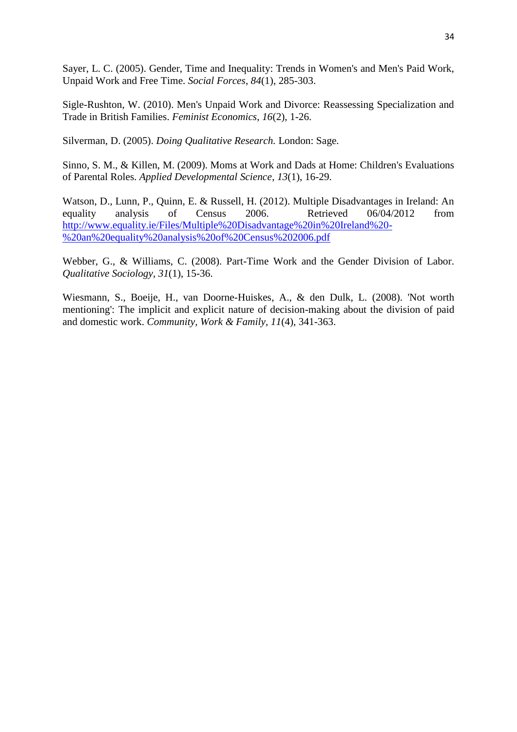Sayer, L. C. (2005). Gender, Time and Inequality: Trends in Women's and Men's Paid Work, Unpaid Work and Free Time. *Social Forces*, *84*(1), 285-303.

Sigle-Rushton, W. (2010). Men's Unpaid Work and Divorce: Reassessing Specialization and Trade in British Families. *Feminist Economics*, *16*(2), 1-26.

Silverman, D. (2005). *Doing Qualitative Research.* London: Sage.

Sinno, S. M., & Killen, M. (2009). Moms at Work and Dads at Home: Children's Evaluations of Parental Roles. *Applied Developmental Science*, *13*(1), 16-29.

Watson, D., Lunn, P., Quinn, E. & Russell, H. (2012). Multiple Disadvantages in Ireland: An equality analysis of Census 2006. Retrieved 06/04/2012 from [http://www.equality.ie/Files/Multiple%20Disadvantage%20in%20Ireland%20-%20an%20equality%20analysis%20of%20Census%202006.pdf](http://www.equality.ie/Files/Multiple%20Disadvantage%20in%20Ireland%20-%20an%20equality%20analysis%20of%20Census%202006.pdf)

Webber, G., & Williams, C. (2008). Part-Time Work and the Gender Division of Labor. *Qualitative Sociology*, *31*(1), 15-36.

Wiesmann, S., Boeije, H., van Doorne-Huiskes, A., & den Dulk, L. (2008). 'Not worth mentioning': The implicit and explicit nature of decision-making about the division of paid and domestic work. *Community, Work & Family*, *11*(4), 341-363.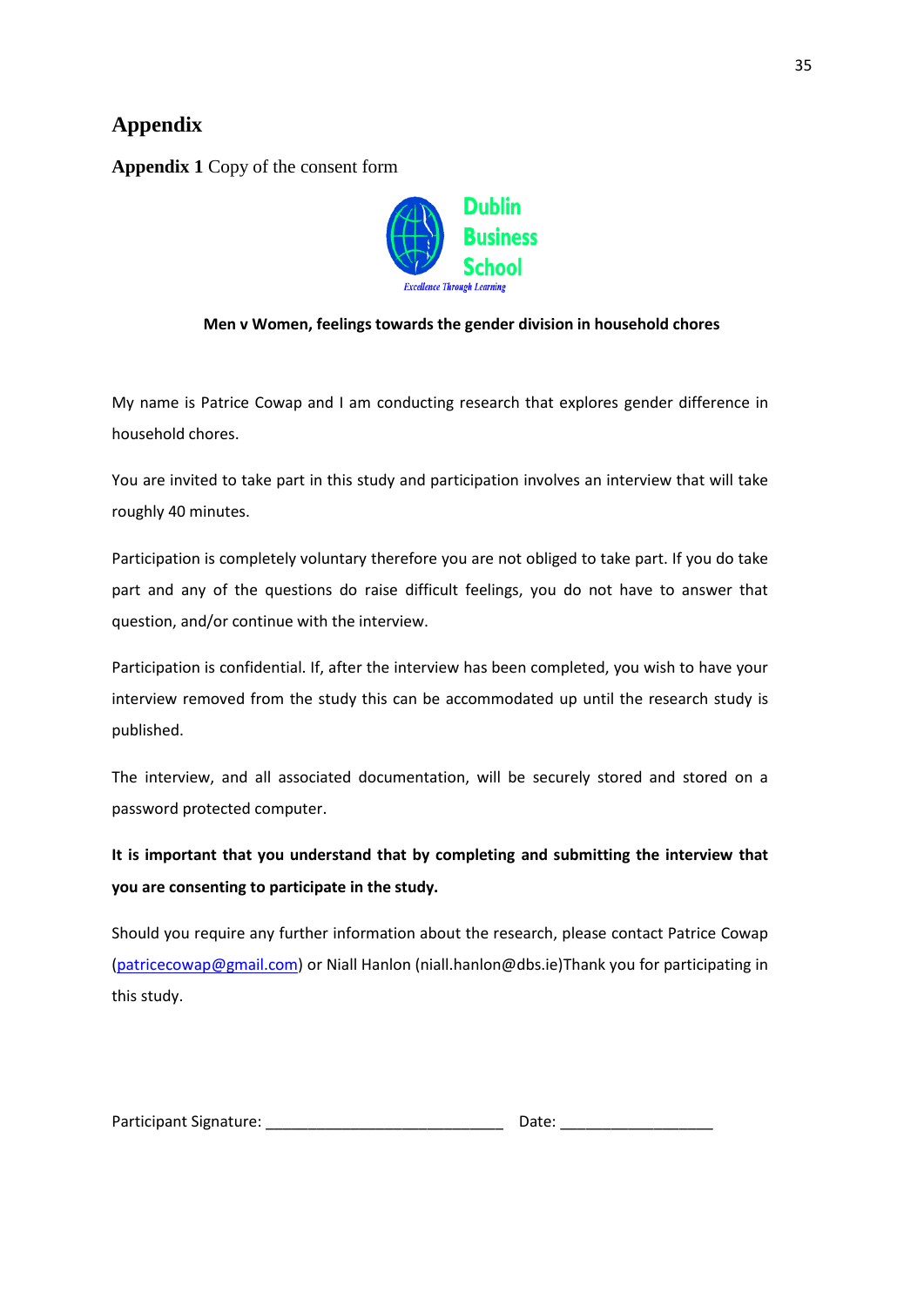# Appendix

**Appendix 1** Copy of the consent form

Dublin Business School

*Excellence Through Learning*

**Men v Women, feelings towards the gender division in household chores**

My name is Patrice Cowap and I am conducting research that explores gender difference in household chores.

You are invited to take part in this study and participation involves an interview that will take roughly 40 minutes.

Participation is completely voluntary therefore you are not obliged to take part. If you do take part and any of the questions do raise difficult feelings, you do not have to answer that question, and/or continue with the interview.

Participation is confidential. If, after the interview has been completed, you wish to have your interview removed from the study this can be accommodated up until the research study is published.

The interview, and all associated documentation, will be securely stored and stored on a password protected computer.

**It is important that you understand that by completing and submitting the interview that you are consenting to participate in the study.**

Should you require any further information about the research, please contact Patrice Cowap (patricecowap@gmail.com) or Niall Hanlon (niall.hanlon@dbs.ie)Thank you for participating in this study.

Participant Signature: ____________________________ Date: __________________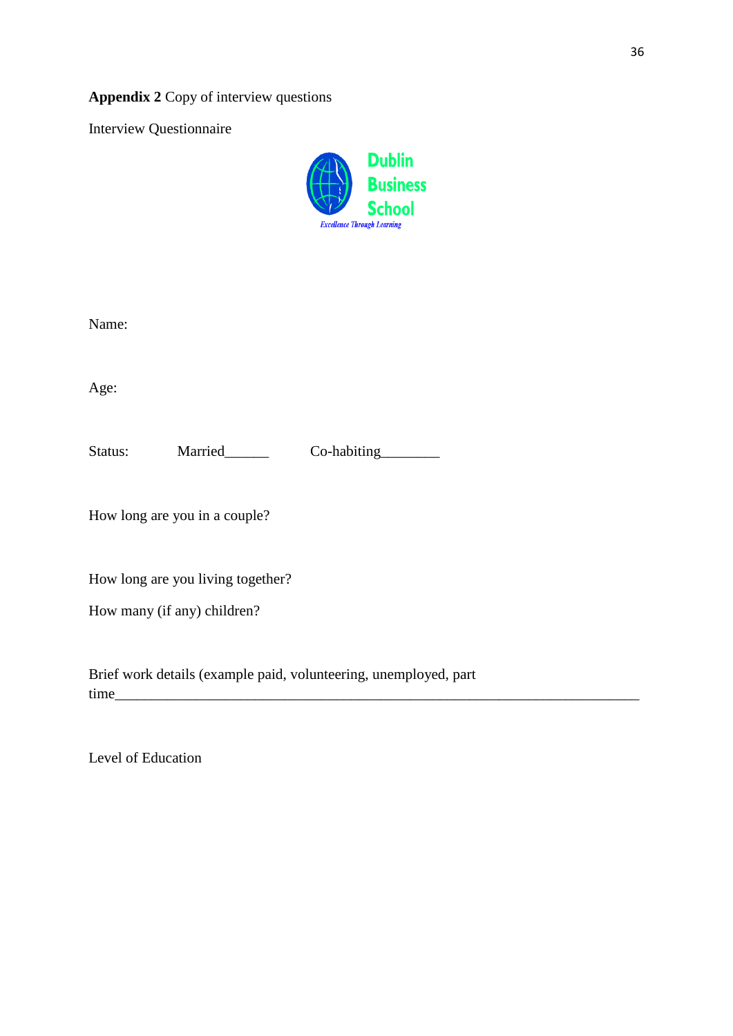**Appendix 2** Copy of interview questions

Interview Questionnaire

Dublin Business School

*Excellence Through Learning*

Name:

Age:

Status: Married______ Co-habiting________

How long are you in a couple?

How long are you living together?

How many (if any) children?

Brief work details (example paid, volunteering, unemployed, part time_____________________________________________________________________________

Level of Education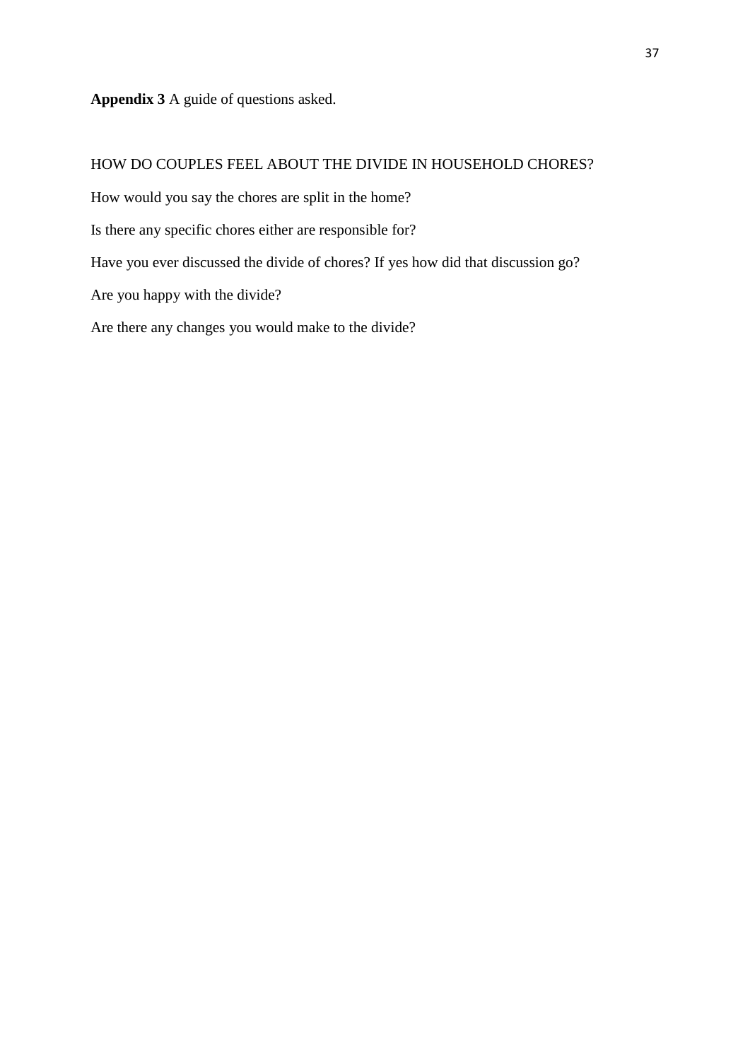**Appendix 3** A guide of questions asked.

HOW DO COUPLES FEEL ABOUT THE DIVIDE IN HOUSEHOLD CHORES?

How would you say the chores are split in the home?

Is there any specific chores either are responsible for?

Have you ever discussed the divide of chores? If yes how did that discussion go?

Are you happy with the divide?

Are there any changes you would make to the divide?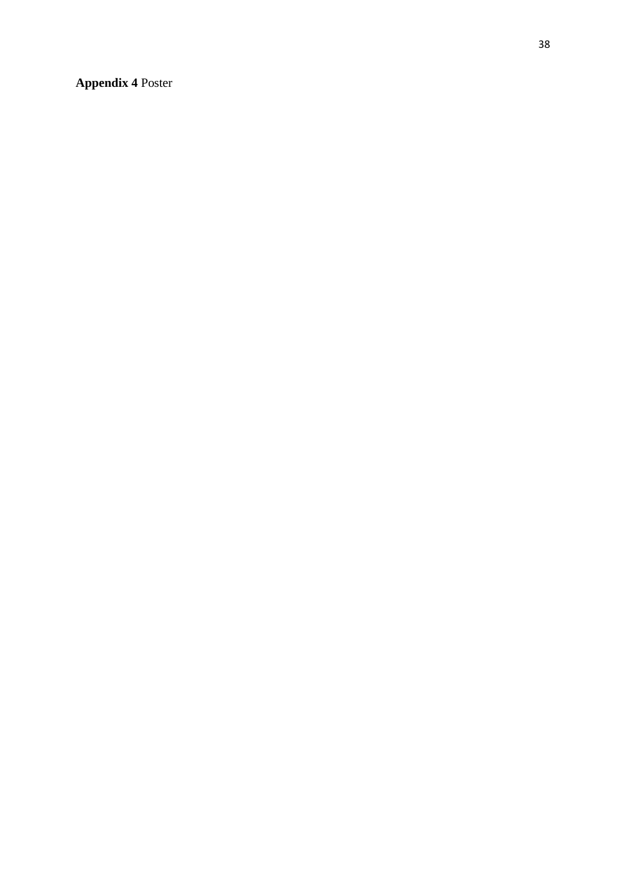**Appendix 4** Poster